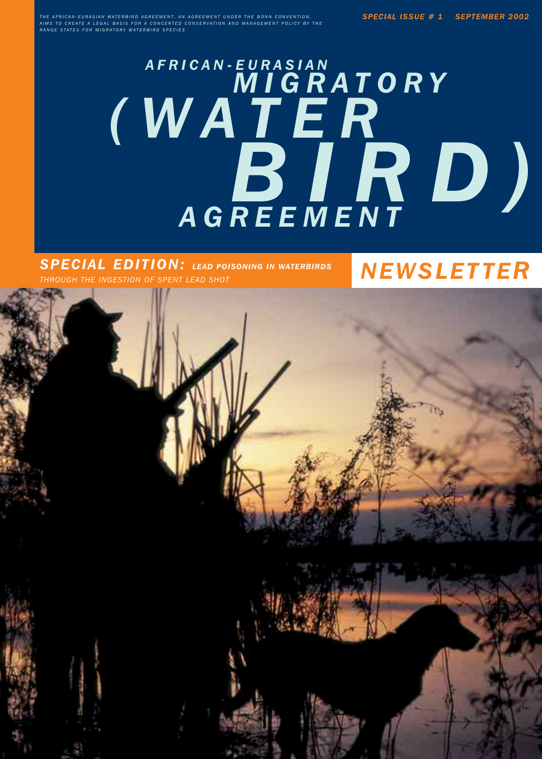*THE AFRICAN-EURASIAN WATERBIRD AGREEMENT, AN AGREEMENT UNDER THE BONN CONVENTION, AIMS TO CREATE A LEGAL BASIS FOR A CONCERTED CONSERVATION AND MANAGEMENT POLICY BY THE RANGE STATES FOR MIGRATORY WATERBIRD SPECIES*

***SPECIAL ISSUE # 1 SEPTEMBER 2002***

# *AFRICAN-EURASIAN MIGRATORY (WATER BIRD) AGREEMENT*

## *SPECIAL EDITION: LEAD POISONING IN WATERBIRDS THROUGH THE INGESTION OF SPENT LEAD SHOT*

## *NEWSLETTER*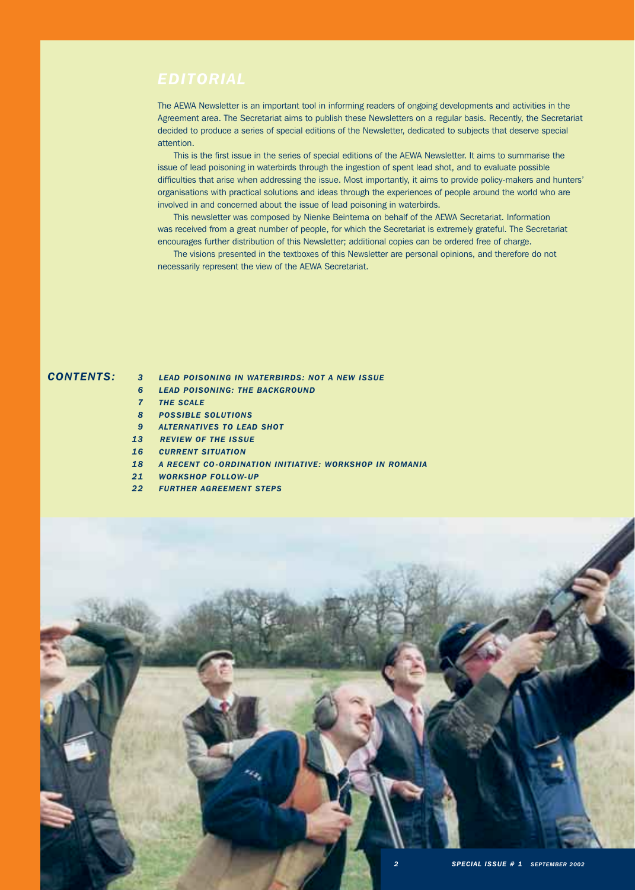# EDITORIAL

The AEWA Newsletter is an important tool in informing readers of ongoing developments and activities in the Agreement area. The Secretariat aims to publish these Newsletters on a regular basis. Recently, the Secretariat decided to produce a series of special editions of the Newsletter, dedicated to subjects that deserve special attention.

This is the first issue in the series of special editions of the AEWA Newsletter. It aims to summarise the issue of lead poisoning in waterbirds through the ingestion of spent lead shot, and to evaluate possible difficulties that arise when addressing the issue. Most importantly, it aims to provide policy-makers and hunters' organisations with practical solutions and ideas through the experiences of people around the world who are involved in and concerned about the issue of lead poisoning in waterbirds.

This newsletter was composed by Nienke Beintema on behalf of the AEWA Secretariat. Information was received from a great number of people, for which the Secretariat is extremely grateful. The Secretariat encourages further distribution of this Newsletter; additional copies can be ordered free of charge.

The visions presented in the textboxes of this Newsletter are personal opinions, and therefore do not necessarily represent the view of the AEWA Secretariat.

## CONTENTS:

- 3 LEAD POISONING IN WATERBIRDS: NOT A NEW ISSUE
- 6 LEAD POISONING: THE BACKGROUND
- 7 THE SCALE
- 8 POSSIBLE SOLUTIONS
- 9 ALTERNATIVES TO LEAD SHOT
- 13 REVIEW OF THE ISSUE
- 16 CURRENT SITUATION
- 18 A RECENT CO-ORDINATION INITIATIVE: WORKSHOP IN ROMANIA
- 21 WORKSHOP FOLLOW-UP
- 22 FURTHER AGREEMENT STEPS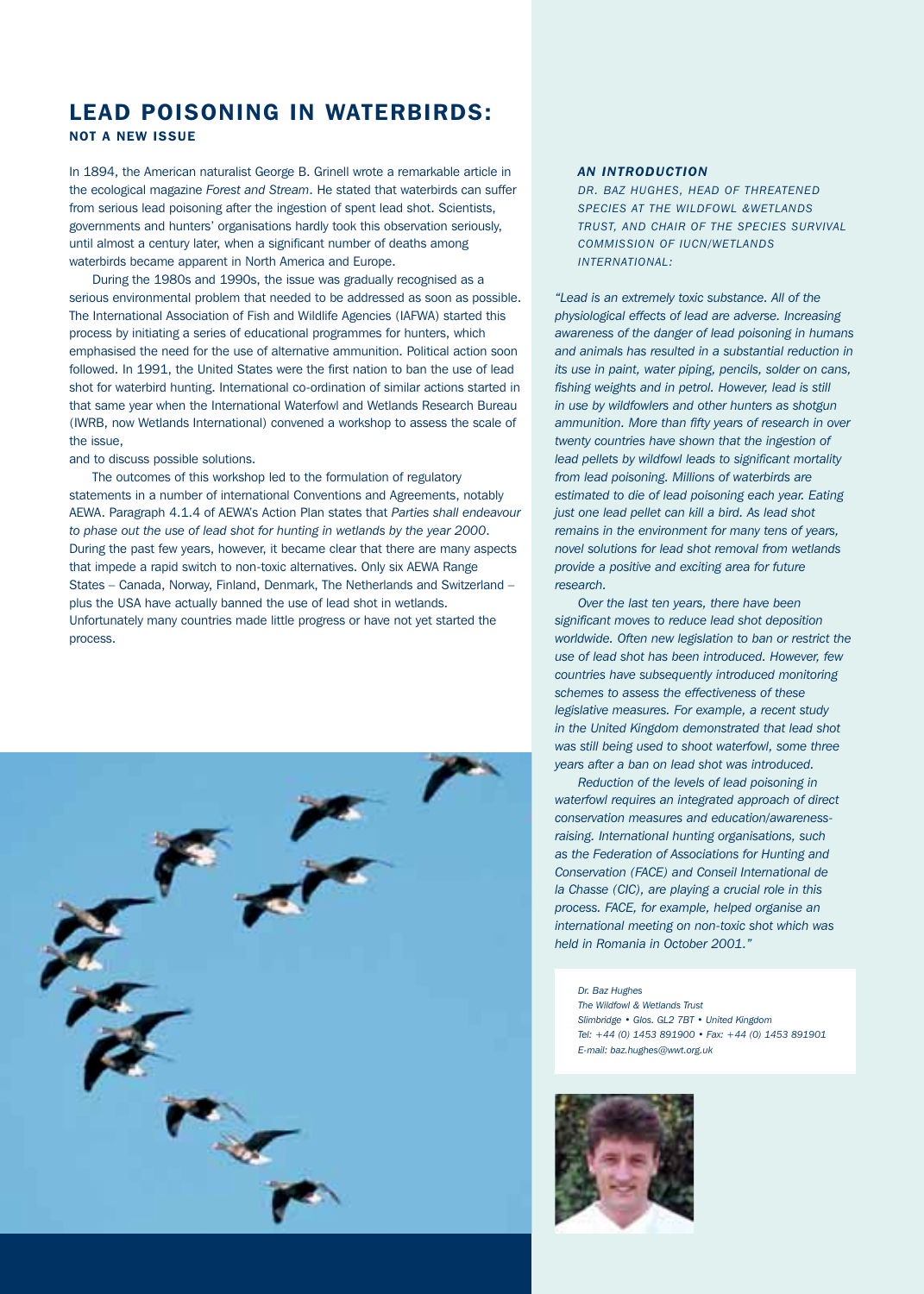# LEAD POISONING IN WATERBIRDS:

## NOT A NEW ISSUE

In 1894, the American naturalist George B. Grinell wrote a remarkable article in the ecological magazine *Forest and Stream*. He stated that waterbirds can suffer from serious lead poisoning after the ingestion of spent lead shot. Scientists, governments and hunters' organisations hardly took this observation seriously, until almost a century later, when a significant number of deaths among waterbirds became apparent in North America and Europe.

During the 1980s and 1990s, the issue was gradually recognised as a serious environmental problem that needed to be addressed as soon as possible. The International Association of Fish and Wildlife Agencies (IAFWA) started this process by initiating a series of educational programmes for hunters, which emphasised the need for the use of alternative ammunition. Political action soon followed. In 1991, the United States were the first nation to ban the use of lead shot for waterbird hunting. International co-ordination of similar actions started in that same year when the International Waterfowl and Wetlands Research Bureau (IWRB, now Wetlands International) convened a workshop to assess the scale of the issue,

and to discuss possible solutions.

The outcomes of this workshop led to the formulation of regulatory statements in a number of international Conventions and Agreements, notably AEWA. Paragraph 4.1.4 of AEWA's Action Plan states that *Parties shall endeavour to phase out the use of lead shot for hunting in wetlands by the year 2000*. During the past few years, however, it became clear that there are many aspects that impede a rapid switch to non-toxic alternatives. Only six AEWA Range States – Canada, Norway, Finland, Denmark, The Netherlands and Switzerland – plus the USA have actually banned the use of lead shot in wetlands. Unfortunately many countries made little progress or have not yet started the process.

### *AN INTRODUCTION*

*DR. BAZ HUGHES, HEAD OF THREATENED SPECIES AT THE WILDFOWL &WETLANDS TRUST, AND CHAIR OF THE SPECIES SURVIVAL COMMISSION OF IUCN/WETLANDS INTERNATIONAL:*

*"Lead is an extremely toxic substance. All of the physiological effects of lead are adverse. Increasing awareness of the danger of lead poisoning in humans and animals has resulted in a substantial reduction in its use in paint, water piping, pencils, solder on cans, fishing weights and in petrol. However, lead is still in use by wildfowlers and other hunters as shotgun ammunition. More than fifty years of research in over twenty countries have shown that the ingestion of lead pellets by wildfowl leads to significant mortality from lead poisoning. Millions of waterbirds are estimated to die of lead poisoning each year. Eating just one lead pellet can kill a bird. As lead shot remains in the environment for many tens of years, novel solutions for lead shot removal from wetlands provide a positive and exciting area for future research.*

*Over the last ten years, there have been significant moves to reduce lead shot deposition worldwide. Often new legislation to ban or restrict the use of lead shot has been introduced. However, few countries have subsequently introduced monitoring schemes to assess the effectiveness of these legislative measures. For example, a recent study in the United Kingdom demonstrated that lead shot was still being used to shoot waterfowl, some three years after a ban on lead shot was introduced.*

*Reduction of the levels of lead poisoning in waterfowl requires an integrated approach of direct conservation measures and education/awareness-raising. International hunting organisations, such as the Federation of Associations for Hunting and Conservation (FACE) and Conseil International de la Chasse (CIC), are playing a crucial role in this process. FACE, for example, helped organise an international meeting on non-toxic shot which was held in Romania in October 2001."*

*Dr. Baz Hughes*
*The Wildfowl & Wetlands Trust*
*Slimbridge • Glos. GL2 7BT • United Kingdom*
*Tel: +44 (0) 1453 891900 • Fax: +44 (0) 1453 891901*
*E-mail: baz.hughes@wwt.org.uk*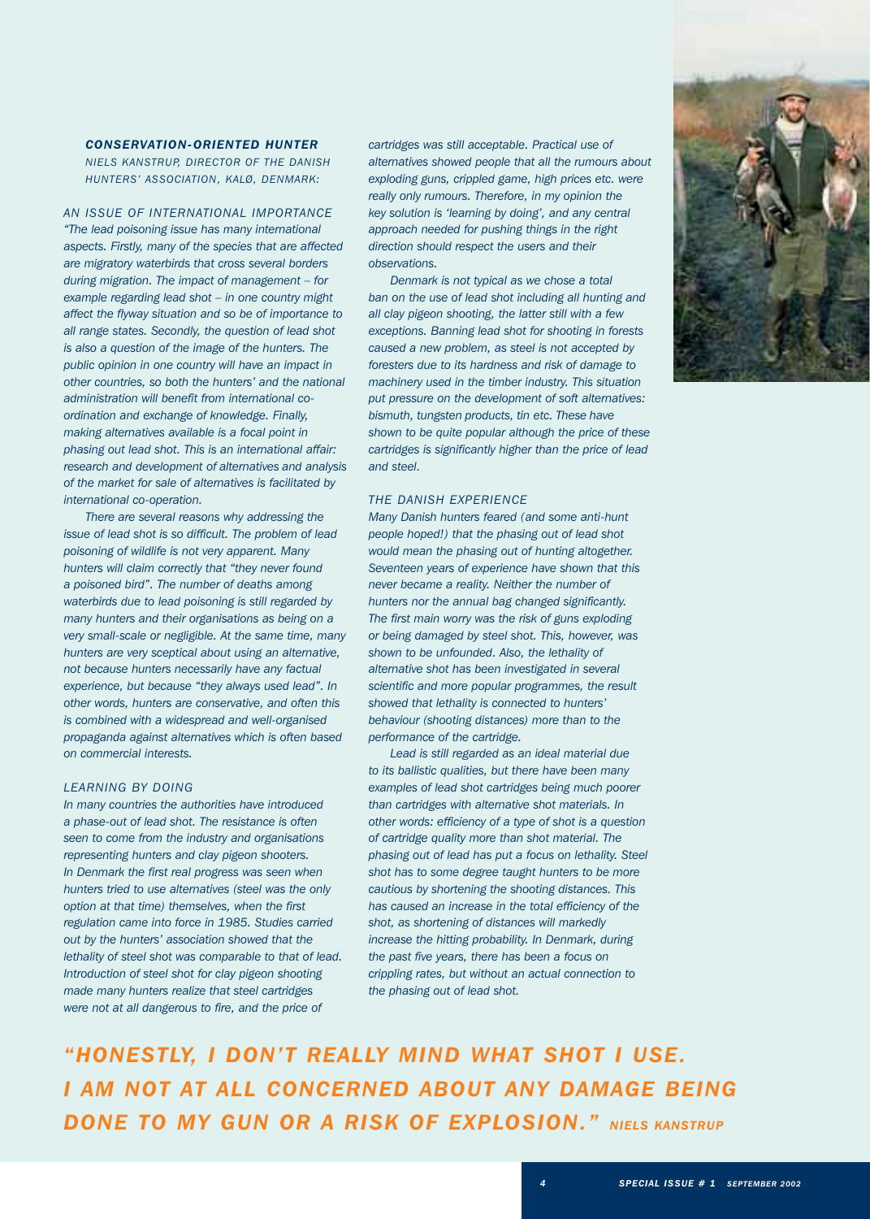### *CONSERVATION-ORIENTED HUNTER*

*NIELS KANSTRUP, DIRECTOR OF THE DANISH HUNTERS' ASSOCIATION, KALØ, DENMARK:*

#### *AN ISSUE OF INTERNATIONAL IMPORTANCE*

*"The lead poisoning issue has many international aspects. Firstly, many of the species that are affected are migratory waterbirds that cross several borders during migration. The impact of management – for example regarding lead shot – in one country might affect the flyway situation and so be of importance to all range states. Secondly, the question of lead shot is also a question of the image of the hunters. The public opinion in one country will have an impact in other countries, so both the hunters' and the national administration will benefit from international co-ordination and exchange of knowledge. Finally, making alternatives available is a focal point in phasing out lead shot. This is an international affair: research and development of alternatives and analysis of the market for sale of alternatives is facilitated by international co-operation.*

*There are several reasons why addressing the issue of lead shot is so difficult. The problem of lead poisoning of wildlife is not very apparent. Many hunters will claim correctly that "they never found a poisoned bird". The number of deaths among waterbirds due to lead poisoning is still regarded by many hunters and their organisations as being on a very small-scale or negligible. At the same time, many hunters are very sceptical about using an alternative, not because hunters necessarily have any factual experience, but because "they always used lead". In other words, hunters are conservative, and often this is combined with a widespread and well-organised propaganda against alternatives which is often based on commercial interests.*

#### *LEARNING BY DOING*

*In many countries the authorities have introduced a phase-out of lead shot. The resistance is often seen to come from the industry and organisations representing hunters and clay pigeon shooters. In Denmark the first real progress was seen when hunters tried to use alternatives (steel was the only option at that time) themselves, when the first regulation came into force in 1985. Studies carried out by the hunters' association showed that the lethality of steel shot was comparable to that of lead. Introduction of steel shot for clay pigeon shooting made many hunters realize that steel cartridges were not at all dangerous to fire, and the price of cartridges was still acceptable. Practical use of alternatives showed people that all the rumours about exploding guns, crippled game, high prices etc. were really only rumours. Therefore, in my opinion the key solution is 'learning by doing', and any central approach needed for pushing things in the right direction should respect the users and their observations.*

*Denmark is not typical as we chose a total ban on the use of lead shot including all hunting and all clay pigeon shooting, the latter still with a few exceptions. Banning lead shot for shooting in forests caused a new problem, as steel is not accepted by foresters due to its hardness and risk of damage to machinery used in the timber industry. This situation put pressure on the development of soft alternatives: bismuth, tungsten products, tin etc. These have shown to be quite popular although the price of these cartridges is significantly higher than the price of lead and steel.*

#### *THE DANISH EXPERIENCE*

*Many Danish hunters feared (and some anti-hunt people hoped!) that the phasing out of lead shot would mean the phasing out of hunting altogether. Seventeen years of experience have shown that this never became a reality. Neither the number of hunters nor the annual bag changed significantly. The first main worry was the risk of guns exploding or being damaged by steel shot. This, however, was shown to be unfounded. Also, the lethality of alternative shot has been investigated in several scientific and more popular programmes, the result showed that lethality is connected to hunters' behaviour (shooting distances) more than to the performance of the cartridge.*

*Lead is still regarded as an ideal material due to its ballistic qualities, but there have been many examples of lead shot cartridges being much poorer than cartridges with alternative shot materials. In other words: efficiency of a type of shot is a question of cartridge quality more than shot material. The phasing out of lead has put a focus on lethality. Steel shot has to some degree taught hunters to be more cautious by shortening the shooting distances. This has caused an increase in the total efficiency of the shot, as shortening of distances will markedly increase the hitting probability. In Denmark, during the past five years, there has been a focus on crippling rates, but without an actual connection to the phasing out of lead shot.*

***"HONESTLY, I DON'T REALLY MIND WHAT SHOT I USE. I AM NOT AT ALL CONCERNED ABOUT ANY DAMAGE BEING DONE TO MY GUN OR A RISK OF EXPLOSION."*** *NIELS KANSTRUP*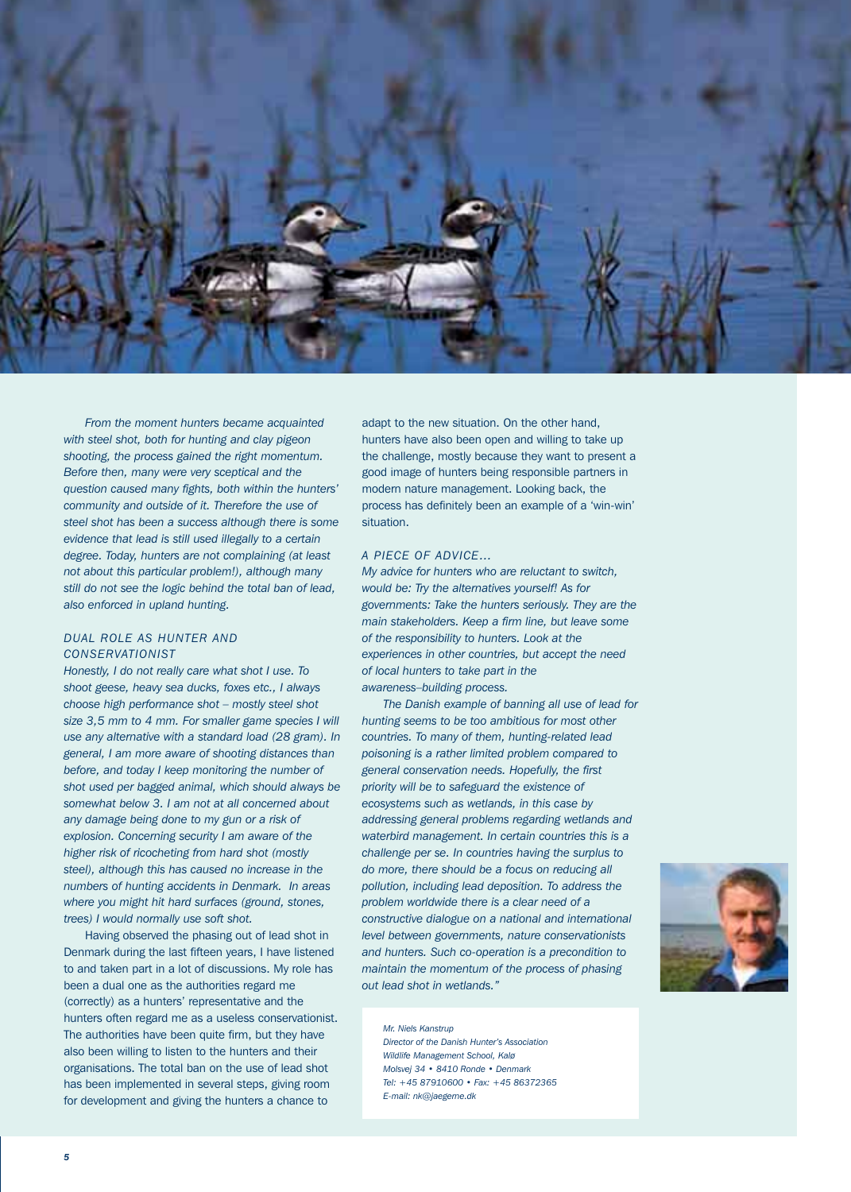*From the moment hunters became acquainted with steel shot, both for hunting and clay pigeon shooting, the process gained the right momentum. Before then, many were very sceptical and the question caused many fights, both within the hunters' community and outside of it. Therefore the use of steel shot has been a success although there is some evidence that lead is still used illegally to a certain degree. Today, hunters are not complaining (at least not about this particular problem!), although many still do not see the logic behind the total ban of lead, also enforced in upland hunting.*

### *DUAL ROLE AS HUNTER AND CONSERVATIONIST*

*Honestly, I do not really care what shot I use. To shoot geese, heavy sea ducks, foxes etc., I always choose high performance shot – mostly steel shot size 3,5 mm to 4 mm. For smaller game species I will use any alternative with a standard load (28 gram). In general, I am more aware of shooting distances than before, and today I keep monitoring the number of shot used per bagged animal, which should always be somewhat below 3. I am not at all concerned about any damage being done to my gun or a risk of explosion. Concerning security I am aware of the higher risk of ricocheting from hard shot (mostly steel), although this has caused no increase in the numbers of hunting accidents in Denmark. In areas where you might hit hard surfaces (ground, stones, trees) I would normally use soft shot.*

Having observed the phasing out of lead shot in Denmark during the last fifteen years, I have listened to and taken part in a lot of discussions. My role has been a dual one as the authorities regard me (correctly) as a hunters' representative and the hunters often regard me as a useless conservationist. The authorities have been quite firm, but they have also been willing to listen to the hunters and their organisations. The total ban on the use of lead shot has been implemented in several steps, giving room for development and giving the hunters a chance to adapt to the new situation. On the other hand, hunters have also been open and willing to take up the challenge, mostly because they want to present a good image of hunters being responsible partners in modern nature management. Looking back, the process has definitely been an example of a 'win-win' situation.

### *A PIECE OF ADVICE...*

*My advice for hunters who are reluctant to switch, would be: Try the alternatives yourself! As for governments: Take the hunters seriously. They are the main stakeholders. Keep a firm line, but leave some of the responsibility to hunters. Look at the experiences in other countries, but accept the need of local hunters to take part in the awareness–building process.*

*The Danish example of banning all use of lead for hunting seems to be too ambitious for most other countries. To many of them, hunting-related lead poisoning is a rather limited problem compared to general conservation needs. Hopefully, the first priority will be to safeguard the existence of ecosystems such as wetlands, in this case by addressing general problems regarding wetlands and waterbird management. In certain countries this is a challenge per se. In countries having the surplus to do more, there should be a focus on reducing all pollution, including lead deposition. To address the problem worldwide there is a clear need of a constructive dialogue on a national and international level between governments, nature conservationists and hunters. Such co-operation is a precondition to maintain the momentum of the process of phasing out lead shot in wetlands."*

*Mr. Niels Kanstrup*
*Director of the Danish Hunter's Association*
*Wildlife Management School, Kalø*
*Molsvej 34 • 8410 Ronde • Denmark*
*Tel: +45 87910600 • Fax: +45 86372365*
*E-mail: nk@jaegerne.dk*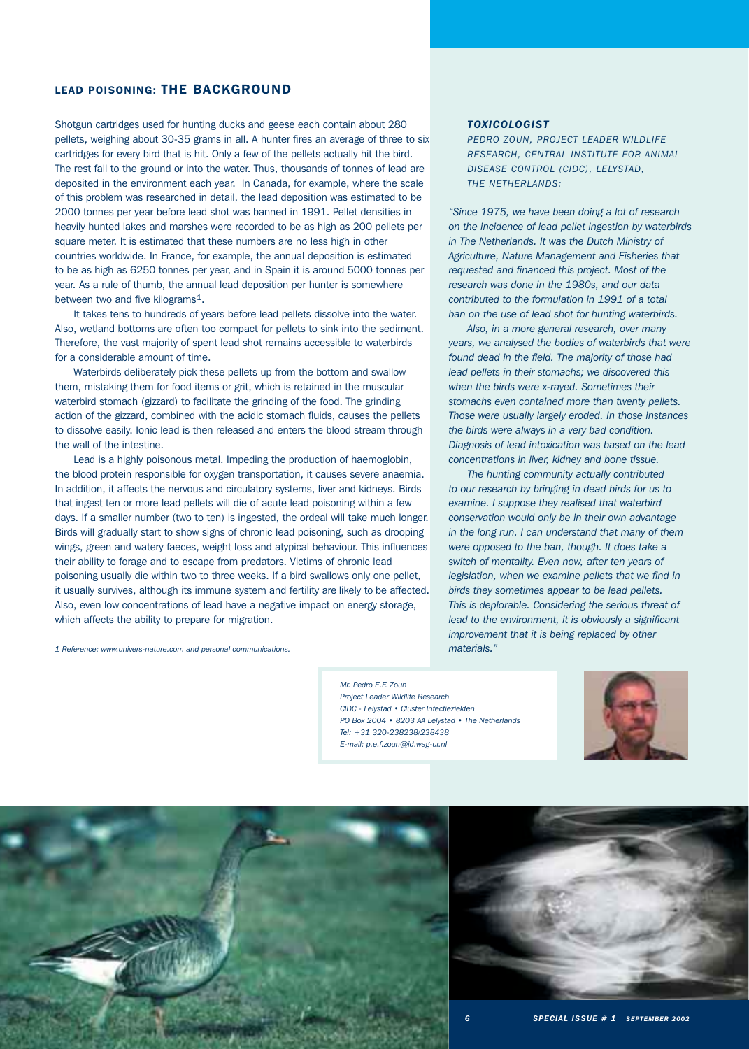## LEAD POISONING: THE BACKGROUND

Shotgun cartridges used for hunting ducks and geese each contain about 280 pellets, weighing about 30-35 grams in all. A hunter fires an average of three to six cartridges for every bird that is hit. Only a few of the pellets actually hit the bird. The rest fall to the ground or into the water. Thus, thousands of tonnes of lead are deposited in the environment each year. In Canada, for example, where the scale of this problem was researched in detail, the lead deposition was estimated to be 2000 tonnes per year before lead shot was banned in 1991. Pellet densities in heavily hunted lakes and marshes were recorded to be as high as 200 pellets per square meter. It is estimated that these numbers are no less high in other countries worldwide. In France, for example, the annual deposition is estimated to be as high as 6250 tonnes per year, and in Spain it is around 5000 tonnes per year. As a rule of thumb, the annual lead deposition per hunter is somewhere between two and five kilograms[1].

It takes tens to hundreds of years before lead pellets dissolve into the water. Also, wetland bottoms are often too compact for pellets to sink into the sediment. Therefore, the vast majority of spent lead shot remains accessible to waterbirds for a considerable amount of time.

Waterbirds deliberately pick these pellets up from the bottom and swallow them, mistaking them for food items or grit, which is retained in the muscular waterbird stomach (gizzard) to facilitate the grinding of the food. The grinding action of the gizzard, combined with the acidic stomach fluids, causes the pellets to dissolve easily. Ionic lead is then released and enters the blood stream through the wall of the intestine.

Lead is a highly poisonous metal. Impeding the production of haemoglobin, the blood protein responsible for oxygen transportation, it causes severe anaemia. In addition, it affects the nervous and circulatory systems, liver and kidneys. Birds that ingest ten or more lead pellets will die of acute lead poisoning within a few days. If a smaller number (two to ten) is ingested, the ordeal will take much longer. Birds will gradually start to show signs of chronic lead poisoning, such as drooping wings, green and watery faeces, weight loss and atypical behaviour. This influences their ability to forage and to escape from predators. Victims of chronic lead poisoning usually die within two to three weeks. If a bird swallows only one pellet, it usually survives, although its immune system and fertility are likely to be affected. Also, even low concentrations of lead have a negative impact on energy storage, which affects the ability to prepare for migration.

1 Reference: www.univers-nature.com and personal communications.

### *TOXICOLOGIST*

*PEDRO ZOUN, PROJECT LEADER WILDLIFE RESEARCH, CENTRAL INSTITUTE FOR ANIMAL DISEASE CONTROL (CIDC), LELYSTAD, THE NETHERLANDS:*

*"Since 1975, we have been doing a lot of research on the incidence of lead pellet ingestion by waterbirds in The Netherlands. It was the Dutch Ministry of Agriculture, Nature Management and Fisheries that requested and financed this project. Most of the research was done in the 1980s, and our data contributed to the formulation in 1991 of a total ban on the use of lead shot for hunting waterbirds.*

*Also, in a more general research, over many years, we analysed the bodies of waterbirds that were found dead in the field. The majority of those had lead pellets in their stomachs; we discovered this when the birds were x-rayed. Sometimes their stomachs even contained more than twenty pellets. Those were usually largely eroded. In those instances the birds were always in a very bad condition. Diagnosis of lead intoxication was based on the lead concentrations in liver, kidney and bone tissue.*

*The hunting community actually contributed to our research by bringing in dead birds for us to examine. I suppose they realised that waterbird conservation would only be in their own advantage in the long run. I can understand that many of them were opposed to the ban, though. It does take a switch of mentality. Even now, after ten years of legislation, when we examine pellets that we find in birds they sometimes appear to be lead pellets. This is deplorable. Considering the serious threat of lead to the environment, it is obviously a significant improvement that it is being replaced by other materials."*

*Mr. Pedro E.F. Zoun*
*Project Leader Wildlife Research*
*CIDC - Lelystad • Cluster Infectieziekten*
*PO Box 2004 • 8203 AA Lelystad • The Netherlands*
*Tel: +31 320-238238/238438*
*E-mail: p.e.f.zoun@id.wag-ur.nl*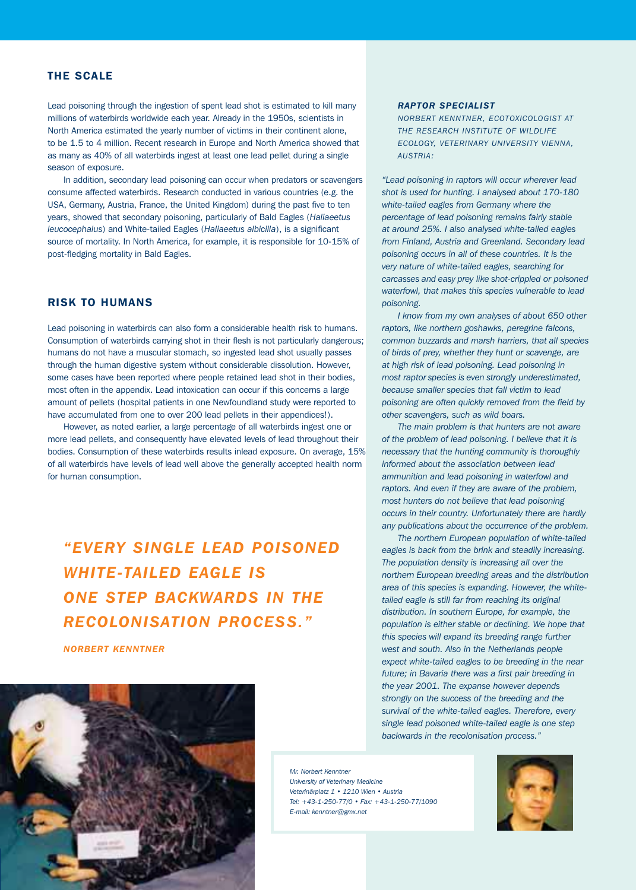## THE SCALE

Lead poisoning through the ingestion of spent lead shot is estimated to kill many millions of waterbirds worldwide each year. Already in the 1950s, scientists in North America estimated the yearly number of victims in their continent alone, to be 1.5 to 4 million. Recent research in Europe and North America showed that as many as 40% of all waterbirds ingest at least one lead pellet during a single season of exposure.

In addition, secondary lead poisoning can occur when predators or scavengers consume affected waterbirds. Research conducted in various countries (e.g. the USA, Germany, Austria, France, the United Kingdom) during the past five to ten years, showed that secondary poisoning, particularly of Bald Eagles (*Haliaeetus leucocephalus*) and White-tailed Eagles (*Haliaeetus albicilla*), is a significant source of mortality. In North America, for example, it is responsible for 10-15% of post-fledging mortality in Bald Eagles.

## RISK TO HUMANS

Lead poisoning in waterbirds can also form a considerable health risk to humans. Consumption of waterbirds carrying shot in their flesh is not particularly dangerous; humans do not have a muscular stomach, so ingested lead shot usually passes through the human digestive system without considerable dissolution. However, some cases have been reported where people retained lead shot in their bodies, most often in the appendix. Lead intoxication can occur if this concerns a large amount of pellets (hospital patients in one Newfoundland study were reported to have accumulated from one to over 200 lead pellets in their appendices!).

However, as noted earlier, a large percentage of all waterbirds ingest one or more lead pellets, and consequently have elevated levels of lead throughout their bodies. Consumption of these waterbirds results inlead exposure. On average, 15% of all waterbirds have levels of lead well above the generally accepted health norm for human consumption.

> ***"EVERY SINGLE LEAD POISONED WHITE-TAILED EAGLE IS ONE STEP BACKWARDS IN THE RECOLONISATION PROCESS."***
>
> ***NORBERT KENNTNER***

### *RAPTOR SPECIALIST*

*NORBERT KENNTNER, ECOTOXICOLOGIST AT THE RESEARCH INSTITUTE OF WILDLIFE ECOLOGY, VETERINARY UNIVERSITY VIENNA, AUSTRIA:*

*"Lead poisoning in raptors will occur wherever lead shot is used for hunting. I analysed about 170-180 white-tailed eagles from Germany where the percentage of lead poisoning remains fairly stable at around 25%. I also analysed white-tailed eagles from Finland, Austria and Greenland. Secondary lead poisoning occurs in all of these countries. It is the very nature of white-tailed eagles, searching for carcasses and easy prey like shot-crippled or poisoned waterfowl, that makes this species vulnerable to lead poisoning.*

*I know from my own analyses of about 650 other raptors, like northern goshawks, peregrine falcons, common buzzards and marsh harriers, that all species of birds of prey, whether they hunt or scavenge, are at high risk of lead poisoning. Lead poisoning in most raptor species is even strongly underestimated, because smaller species that fall victim to lead poisoning are often quickly removed from the field by other scavengers, such as wild boars.*

*The main problem is that hunters are not aware of the problem of lead poisoning. I believe that it is necessary that the hunting community is thoroughly informed about the association between lead ammunition and lead poisoning in waterfowl and raptors. And even if they are aware of the problem, most hunters do not believe that lead poisoning occurs in their country. Unfortunately there are hardly any publications about the occurrence of the problem.*

*The northern European population of white-tailed eagles is back from the brink and steadily increasing. The population density is increasing all over the northern European breeding areas and the distribution area of this species is expanding. However, the white-tailed eagle is still far from reaching its original distribution. In southern Europe, for example, the population is either stable or declining. We hope that this species will expand its breeding range further west and south. Also in the Netherlands people expect white-tailed eagles to be breeding in the near future; in Bavaria there was a first pair breeding in the year 2001. The expanse however depends strongly on the success of the breeding and the survival of the white-tailed eagles. Therefore, every single lead poisoned white-tailed eagle is one step backwards in the recolonisation process."*

*Mr. Norbert Kenntner*
*University of Veterinary Medicine*
*Veterinärplatz 1 • 1210 Wien • Austria*
*Tel: +43-1-250-77/0 • Fax: +43-1-250-77/1090*
*E-mail: kenntner@gmx.net*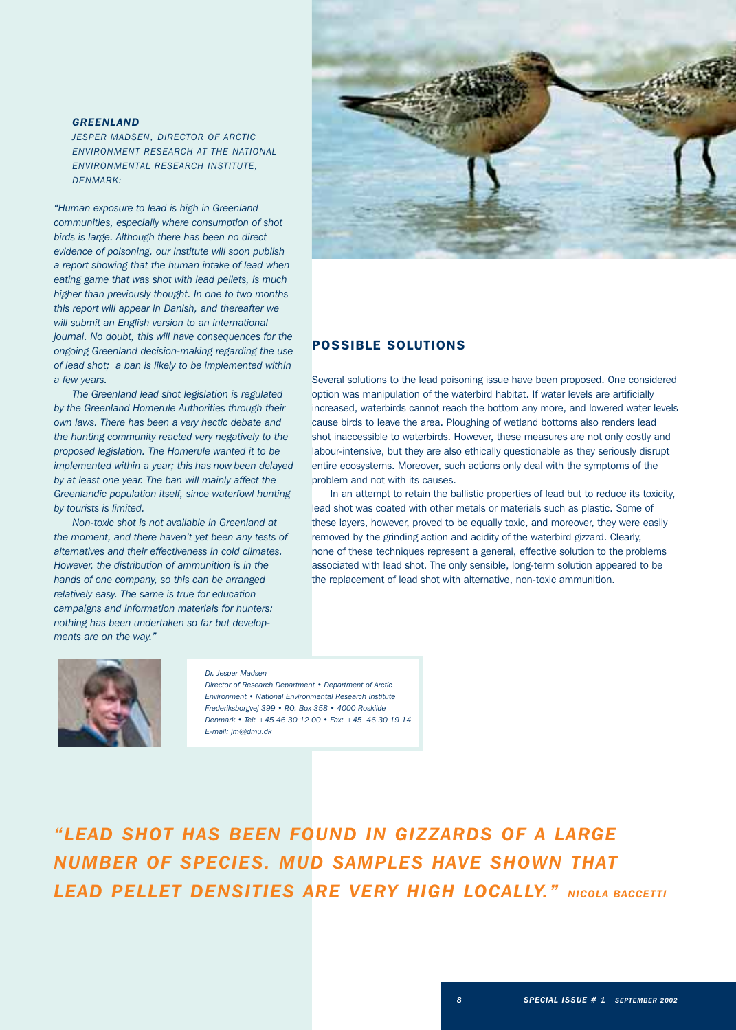### GREENLAND

*JESPER MADSEN, DIRECTOR OF ARCTIC ENVIRONMENT RESEARCH AT THE NATIONAL ENVIRONMENTAL RESEARCH INSTITUTE, DENMARK:*

*"Human exposure to lead is high in Greenland communities, especially where consumption of shot birds is large. Although there has been no direct evidence of poisoning, our institute will soon publish a report showing that the human intake of lead when eating game that was shot with lead pellets, is much higher than previously thought. In one to two months this report will appear in Danish, and thereafter we will submit an English version to an international journal. No doubt, this will have consequences for the ongoing Greenland decision-making regarding the use of lead shot; a ban is likely to be implemented within a few years.*

*The Greenland lead shot legislation is regulated by the Greenland Homerule Authorities through their own laws. There has been a very hectic debate and the hunting community reacted very negatively to the proposed legislation. The Homerule wanted it to be implemented within a year; this has now been delayed by at least one year. The ban will mainly affect the Greenlandic population itself, since waterfowl hunting by tourists is limited.*

*Non-toxic shot is not available in Greenland at the moment, and there haven't yet been any tests of alternatives and their effectiveness in cold climates. However, the distribution of ammunition is in the hands of one company, so this can be arranged relatively easy. The same is true for education campaigns and information materials for hunters: nothing has been undertaken so far but developments are on the way."*

*Dr. Jesper Madsen*
*Director of Research Department • Department of Arctic Environment • National Environmental Research Institute Frederiksborgvej 399 • P.O. Box 358 • 4000 Roskilde Denmark • Tel: +45 46 30 12 00 • Fax: +45 46 30 19 14*
*E-mail: jm@dmu.dk*

## POSSIBLE SOLUTIONS

Several solutions to the lead poisoning issue have been proposed. One considered option was manipulation of the waterbird habitat. If water levels are artificially increased, waterbirds cannot reach the bottom any more, and lowered water levels cause birds to leave the area. Ploughing of wetland bottoms also renders lead shot inaccessible to waterbirds. However, these measures are not only costly and labour-intensive, but they are also ethically questionable as they seriously disrupt entire ecosystems. Moreover, such actions only deal with the symptoms of the problem and not with its causes.

In an attempt to retain the ballistic properties of lead but to reduce its toxicity, lead shot was coated with other metals or materials such as plastic. Some of these layers, however, proved to be equally toxic, and moreover, they were easily removed by the grinding action and acidity of the waterbird gizzard. Clearly, none of these techniques represent a general, effective solution to the problems associated with lead shot. The only sensible, long-term solution appeared to be the replacement of lead shot with alternative, non-toxic ammunition.

***"LEAD SHOT HAS BEEN FOUND IN GIZZARDS OF A LARGE NUMBER OF SPECIES. MUD SAMPLES HAVE SHOWN THAT LEAD PELLET DENSITIES ARE VERY HIGH LOCALLY."** NICOLA BACCETTI*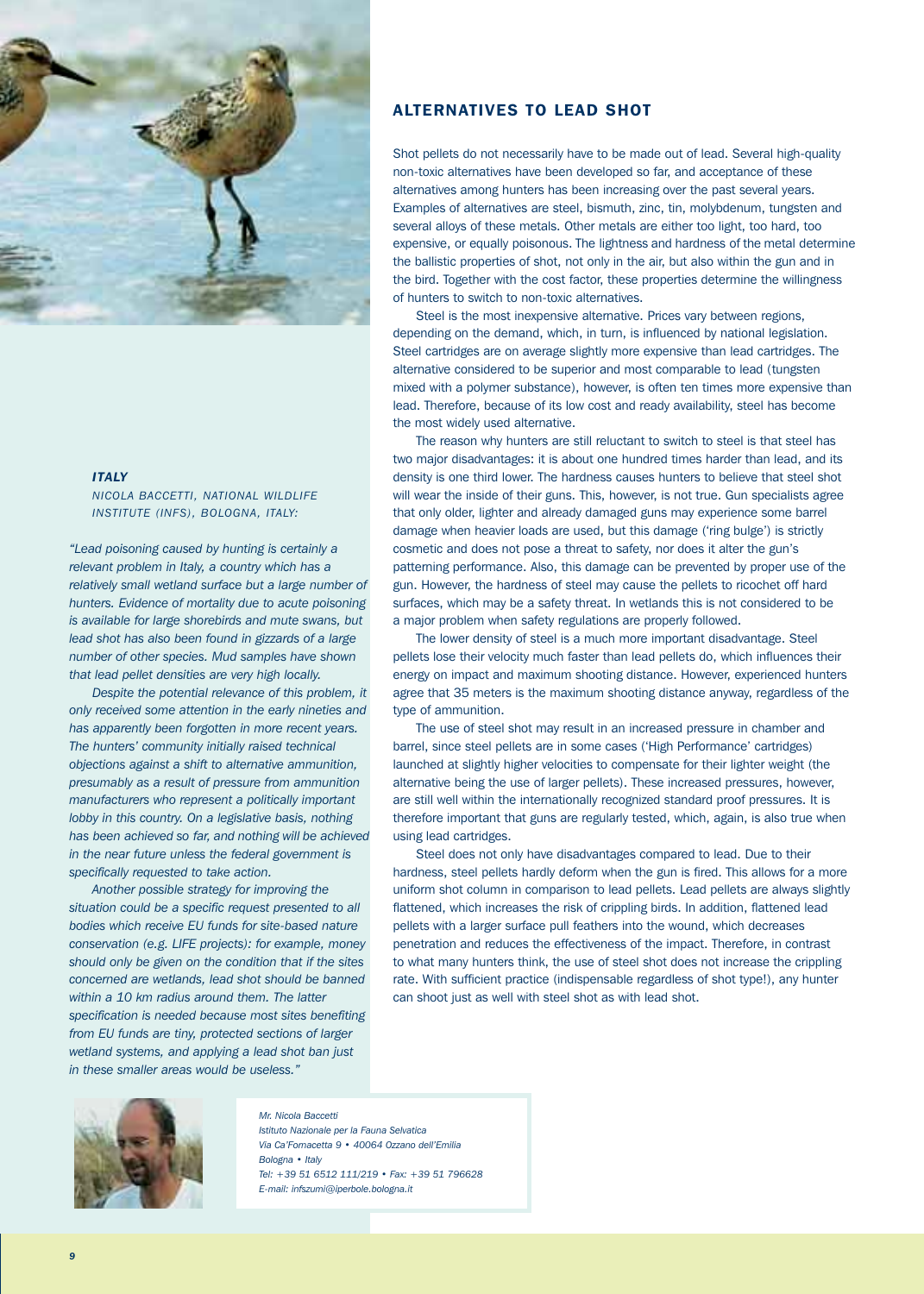## ALTERNATIVES TO LEAD SHOT

Shot pellets do not necessarily have to be made out of lead. Several high-quality non-toxic alternatives have been developed so far, and acceptance of these alternatives among hunters has been increasing over the past several years. Examples of alternatives are steel, bismuth, zinc, tin, molybdenum, tungsten and several alloys of these metals. Other metals are either too light, too hard, too expensive, or equally poisonous. The lightness and hardness of the metal determine the ballistic properties of shot, not only in the air, but also within the gun and in the bird. Together with the cost factor, these properties determine the willingness of hunters to switch to non-toxic alternatives.

Steel is the most inexpensive alternative. Prices vary between regions, depending on the demand, which, in turn, is influenced by national legislation. Steel cartridges are on average slightly more expensive than lead cartridges. The alternative considered to be superior and most comparable to lead (tungsten mixed with a polymer substance), however, is often ten times more expensive than lead. Therefore, because of its low cost and ready availability, steel has become the most widely used alternative.

The reason why hunters are still reluctant to switch to steel is that steel has two major disadvantages: it is about one hundred times harder than lead, and its density is one third lower. The hardness causes hunters to believe that steel shot will wear the inside of their guns. This, however, is not true. Gun specialists agree that only older, lighter and already damaged guns may experience some barrel damage when heavier loads are used, but this damage ('ring bulge') is strictly cosmetic and does not pose a threat to safety, nor does it alter the gun's patterning performance. Also, this damage can be prevented by proper use of the gun. However, the hardness of steel may cause the pellets to ricochet off hard surfaces, which may be a safety threat. In wetlands this is not considered to be a major problem when safety regulations are properly followed.

The lower density of steel is a much more important disadvantage. Steel pellets lose their velocity much faster than lead pellets do, which influences their energy on impact and maximum shooting distance. However, experienced hunters agree that 35 meters is the maximum shooting distance anyway, regardless of the type of ammunition.

The use of steel shot may result in an increased pressure in chamber and barrel, since steel pellets are in some cases ('High Performance' cartridges) launched at slightly higher velocities to compensate for their lighter weight (the alternative being the use of larger pellets). These increased pressures, however, are still well within the internationally recognized standard proof pressures. It is therefore important that guns are regularly tested, which, again, is also true when using lead cartridges.

Steel does not only have disadvantages compared to lead. Due to their hardness, steel pellets hardly deform when the gun is fired. This allows for a more uniform shot column in comparison to lead pellets. Lead pellets are always slightly flattened, which increases the risk of crippling birds. In addition, flattened lead pellets with a larger surface pull feathers into the wound, which decreases penetration and reduces the effectiveness of the impact. Therefore, in contrast to what many hunters think, the use of steel shot does not increase the crippling rate. With sufficient practice (indispensable regardless of shot type!), any hunter can shoot just as well with steel shot as with lead shot.

***ITALY***

*NICOLA BACCETTI, NATIONAL WILDLIFE INSTITUTE (INFS), BOLOGNA, ITALY:*

*"Lead poisoning caused by hunting is certainly a relevant problem in Italy, a country which has a relatively small wetland surface but a large number of hunters. Evidence of mortality due to acute poisoning is available for large shorebirds and mute swans, but lead shot has also been found in gizzards of a large number of other species. Mud samples have shown that lead pellet densities are very high locally.*

*Despite the potential relevance of this problem, it only received some attention in the early nineties and has apparently been forgotten in more recent years. The hunters' community initially raised technical objections against a shift to alternative ammunition, presumably as a result of pressure from ammunition manufacturers who represent a politically important lobby in this country. On a legislative basis, nothing has been achieved so far, and nothing will be achieved in the near future unless the federal government is specifically requested to take action.*

*Another possible strategy for improving the situation could be a specific request presented to all bodies which receive EU funds for site-based nature conservation (e.g. LIFE projects): for example, money should only be given on the condition that if the sites concerned are wetlands, lead shot should be banned within a 10 km radius around them. The latter specification is needed because most sites benefiting from EU funds are tiny, protected sections of larger wetland systems, and applying a lead shot ban just in these smaller areas would be useless."*

*Mr. Nicola Baccetti*
*Istituto Nazionale per la Fauna Selvatica*
*Via Ca'Fornacetta 9 • 40064 Ozzano dell'Emilia*
*Bologna • Italy*
*Tel: +39 51 6512 111/219 • Fax: +39 51 796628*
*E-mail: infszumi@iperbole.bologna.it*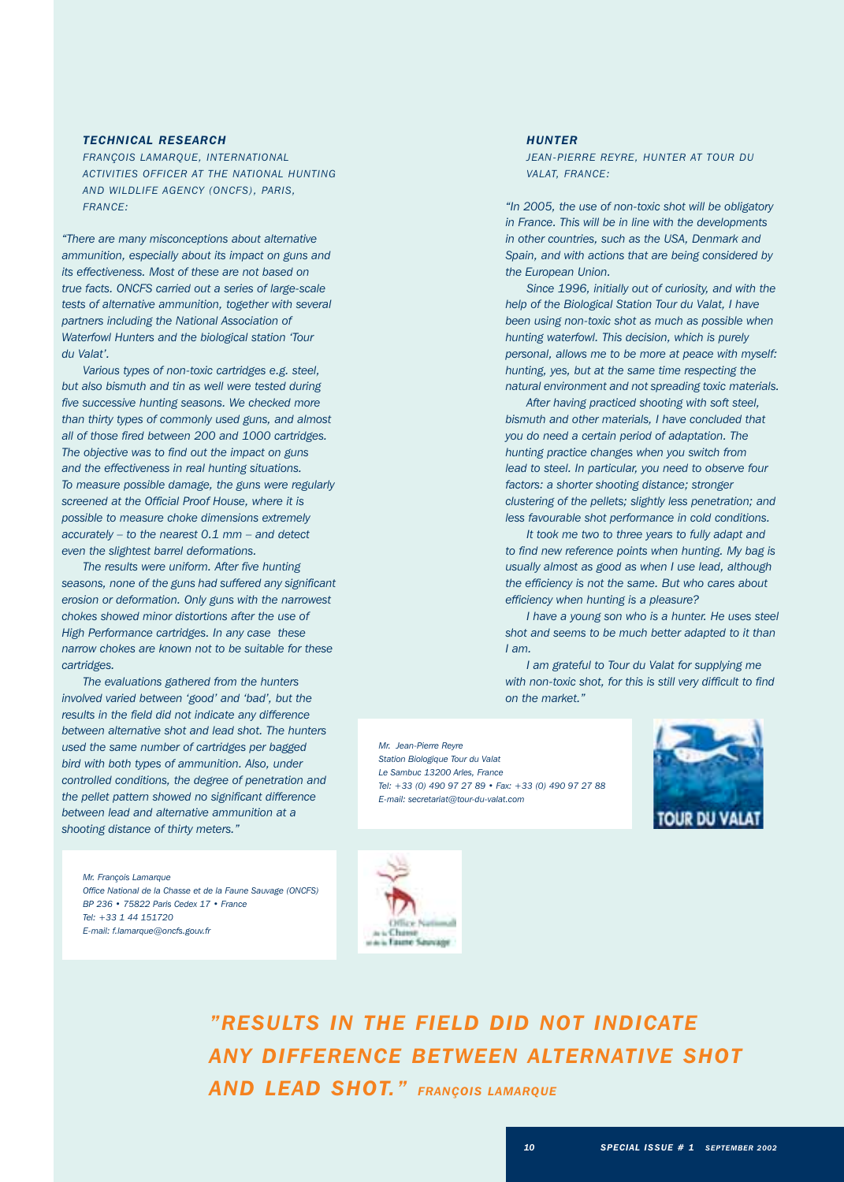### TECHNICAL RESEARCH

FRANÇOIS LAMARQUE, INTERNATIONAL ACTIVITIES OFFICER AT THE NATIONAL HUNTING AND WILDLIFE AGENCY (ONCFS), PARIS, FRANCE:

*"There are many misconceptions about alternative ammunition, especially about its impact on guns and its effectiveness. Most of these are not based on true facts. ONCFS carried out a series of large-scale tests of alternative ammunition, together with several partners including the National Association of Waterfowl Hunters and the biological station 'Tour du Valat'.*

*Various types of non-toxic cartridges e.g. steel, but also bismuth and tin as well were tested during five successive hunting seasons. We checked more than thirty types of commonly used guns, and almost all of those fired between 200 and 1000 cartridges. The objective was to find out the impact on guns and the effectiveness in real hunting situations. To measure possible damage, the guns were regularly screened at the Official Proof House, where it is possible to measure choke dimensions extremely accurately – to the nearest 0.1 mm – and detect even the slightest barrel deformations.*

*The results were uniform. After five hunting seasons, none of the guns had suffered any significant erosion or deformation. Only guns with the narrowest chokes showed minor distortions after the use of High Performance cartridges. In any case these narrow chokes are known not to be suitable for these cartridges.*

*The evaluations gathered from the hunters involved varied between 'good' and 'bad', but the results in the field did not indicate any difference between alternative shot and lead shot. The hunters used the same number of cartridges per bagged bird with both types of ammunition. Also, under controlled conditions, the degree of penetration and the pellet pattern showed no significant difference between lead and alternative ammunition at a shooting distance of thirty meters."*

*Mr. François Lamarque*
*Office National de la Chasse et de la Faune Sauvage (ONCFS)*
*BP 236 • 75822 Paris Cedex 17 • France*
*Tel: +33 1 44 151720*
*E-mail: f.lamarque@oncfs.gouv.fr*

### HUNTER

JEAN-PIERRE REYRE, HUNTER AT TOUR DU VALAT, FRANCE:

*"In 2005, the use of non-toxic shot will be obligatory in France. This will be in line with the developments in other countries, such as the USA, Denmark and Spain, and with actions that are being considered by the European Union.*

*Since 1996, initially out of curiosity, and with the help of the Biological Station Tour du Valat, I have been using non-toxic shot as much as possible when hunting waterfowl. This decision, which is purely personal, allows me to be more at peace with myself: hunting, yes, but at the same time respecting the natural environment and not spreading toxic materials.*

*After having practiced shooting with soft steel, bismuth and other materials, I have concluded that you do need a certain period of adaptation. The hunting practice changes when you switch from lead to steel. In particular, you need to observe four factors: a shorter shooting distance; stronger clustering of the pellets; slightly less penetration; and less favourable shot performance in cold conditions.*

*It took me two to three years to fully adapt and to find new reference points when hunting. My bag is usually almost as good as when I use lead, although the efficiency is not the same. But who cares about efficiency when hunting is a pleasure?*

*I have a young son who is a hunter. He uses steel shot and seems to be much better adapted to it than I am.*

*I am grateful to Tour du Valat for supplying me with non-toxic shot, for this is still very difficult to find on the market."*

*Mr. Jean-Pierre Reyre*
*Station Biologique Tour du Valat*
*Le Sambuc 13200 Arles, France*
*Tel: +33 (0) 490 97 27 89 • Fax: +33 (0) 490 97 27 88*
*E-mail: secretariat@tour-du-valat.com*

TOUR DU VALAT

Office National de la Chasse et de la Faune Sauvage

**"RESULTS IN THE FIELD DID NOT INDICATE ANY DIFFERENCE BETWEEN ALTERNATIVE SHOT AND LEAD SHOT."** FRANÇOIS LAMARQUE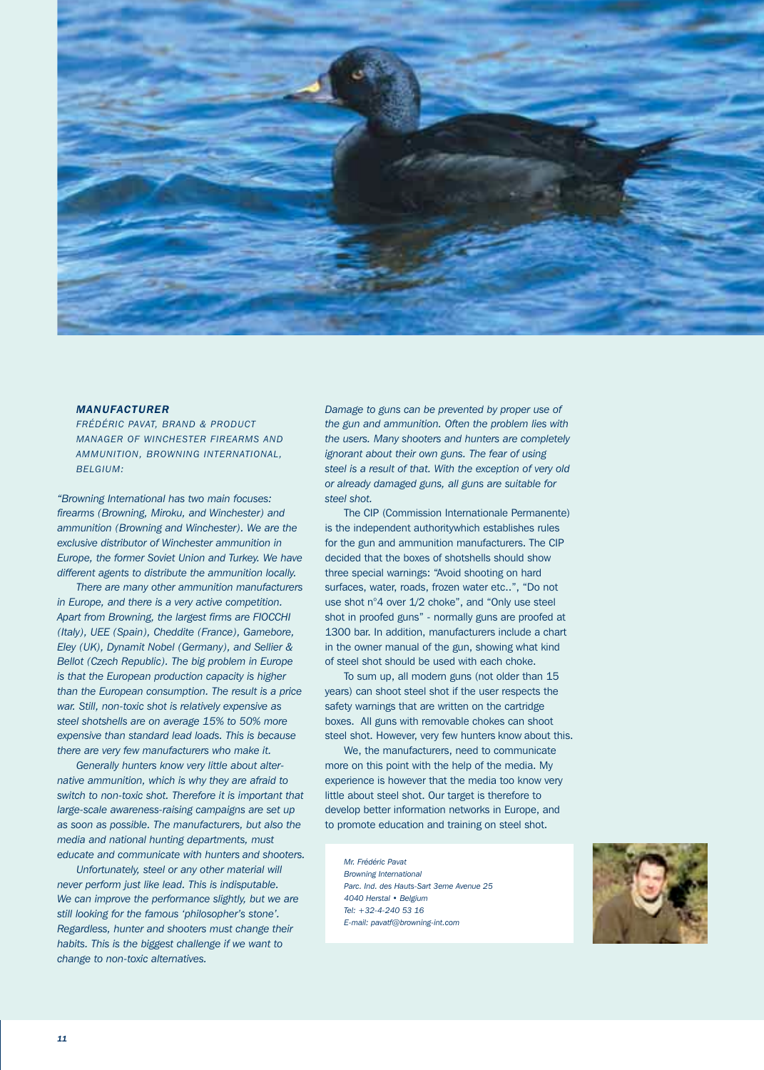### *MANUFACTURER*

*FRÉDÉRIC PAVAT, BRAND & PRODUCT MANAGER OF WINCHESTER FIREARMS AND AMMUNITION, BROWNING INTERNATIONAL, BELGIUM:*

*"Browning International has two main focuses: firearms (Browning, Miroku, and Winchester) and ammunition (Browning and Winchester). We are the exclusive distributor of Winchester ammunition in Europe, the former Soviet Union and Turkey. We have different agents to distribute the ammunition locally.*

*There are many other ammunition manufacturers in Europe, and there is a very active competition. Apart from Browning, the largest firms are FIOCCHI (Italy), UEE (Spain), Cheddite (France), Gamebore, Eley (UK), Dynamit Nobel (Germany), and Sellier & Bellot (Czech Republic). The big problem in Europe is that the European production capacity is higher than the European consumption. The result is a price war. Still, non-toxic shot is relatively expensive as steel shotshells are on average 15% to 50% more expensive than standard lead loads. This is because there are very few manufacturers who make it.*

*Generally hunters know very little about alternative ammunition, which is why they are afraid to switch to non-toxic shot. Therefore it is important that large-scale awareness-raising campaigns are set up as soon as possible. The manufacturers, but also the media and national hunting departments, must educate and communicate with hunters and shooters.*

*Unfortunately, steel or any other material will never perform just like lead. This is indisputable. We can improve the performance slightly, but we are still looking for the famous 'philosopher's stone'. Regardless, hunter and shooters must change their habits. This is the biggest challenge if we want to change to non-toxic alternatives.*

*Damage to guns can be prevented by proper use of the gun and ammunition. Often the problem lies with the users. Many shooters and hunters are completely ignorant about their own guns. The fear of using steel is a result of that. With the exception of very old or already damaged guns, all guns are suitable for steel shot.*

The CIP (Commission Internationale Permanente) is the independent authoritywhich establishes rules for the gun and ammunition manufacturers. The CIP decided that the boxes of shotshells should show three special warnings: "Avoid shooting on hard surfaces, water, roads, frozen water etc..", "Do not use shot n°4 over 1/2 choke", and "Only use steel shot in proofed guns" - normally guns are proofed at 1300 bar. In addition, manufacturers include a chart in the owner manual of the gun, showing what kind of steel shot should be used with each choke.

To sum up, all modern guns (not older than 15 years) can shoot steel shot if the user respects the safety warnings that are written on the cartridge boxes. All guns with removable chokes can shoot steel shot. However, very few hunters know about this.

We, the manufacturers, need to communicate more on this point with the help of the media. My experience is however that the media too know very little about steel shot. Our target is therefore to develop better information networks in Europe, and to promote education and training on steel shot.

*Mr. Frédéric Pavat*
*Browning International*
*Parc. Ind. des Hauts-Sart 3eme Avenue 25*
*4040 Herstal • Belgium*
*Tel: +32-4-240 53 16*
*E-mail: pavatf@browning-int.com*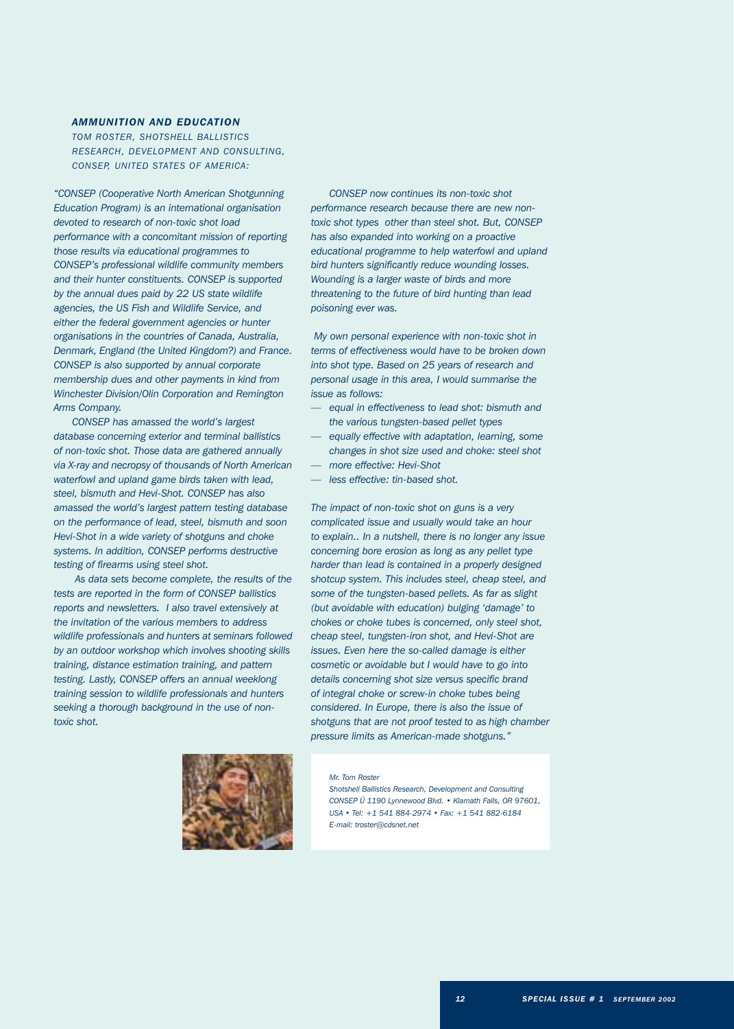***AMMUNITION AND EDUCATION***

*TOM ROSTER, SHOTSHELL BALLISTICS RESEARCH, DEVELOPMENT AND CONSULTING, CONSEP, UNITED STATES OF AMERICA:*

*"CONSEP (Cooperative North American Shotgunning Education Program) is an international organisation devoted to research of non-toxic shot load performance with a concomitant mission of reporting those results via educational programmes to CONSEP's professional wildlife community members and their hunter constituents. CONSEP is supported by the annual dues paid by 22 US state wildlife agencies, the US Fish and Wildlife Service, and either the federal government agencies or hunter organisations in the countries of Canada, Australia, Denmark, England (the United Kingdom?) and France. CONSEP is also supported by annual corporate membership dues and other payments in kind from Winchester Division/Olin Corporation and Remington Arms Company.*

*CONSEP has amassed the world's largest database concerning exterior and terminal ballistics of non-toxic shot. Those data are gathered annually via X-ray and necropsy of thousands of North American waterfowl and upland game birds taken with lead, steel, bismuth and Hevi-Shot. CONSEP has also amassed the world's largest pattern testing database on the performance of lead, steel, bismuth and soon Hevi-Shot in a wide variety of shotguns and choke systems. In addition, CONSEP performs destructive testing of firearms using steel shot.*

*As data sets become complete, the results of the tests are reported in the form of CONSEP ballistics reports and newsletters. I also travel extensively at the invitation of the various members to address wildlife professionals and hunters at seminars followed by an outdoor workshop which involves shooting skills training, distance estimation training, and pattern testing. Lastly, CONSEP offers an annual weeklong training session to wildlife professionals and hunters seeking a thorough background in the use of non-toxic shot.*

*CONSEP now continues its non-toxic shot performance research because there are new non-toxic shot types other than steel shot. But, CONSEP has also expanded into working on a proactive educational programme to help waterfowl and upland bird hunters significantly reduce wounding losses. Wounding is a larger waste of birds and more threatening to the future of bird hunting than lead poisoning ever was.*

*My own personal experience with non-toxic shot in terms of effectiveness would have to be broken down into shot type. Based on 25 years of research and personal usage in this area, I would summarise the issue as follows:*

- *equal in effectiveness to lead shot: bismuth and the various tungsten-based pellet types*
- *equally effective with adaptation, learning, some changes in shot size used and choke: steel shot*
- *more effective: Hevi-Shot*
- *less effective: tin-based shot.*

*The impact of non-toxic shot on guns is a very complicated issue and usually would take an hour to explain.. In a nutshell, there is no longer any issue concerning bore erosion as long as any pellet type harder than lead is contained in a properly designed shotcup system. This includes steel, cheap steel, and some of the tungsten-based pellets. As far as slight (but avoidable with education) bulging 'damage' to chokes or choke tubes is concerned, only steel shot, cheap steel, tungsten-iron shot, and Hevi-Shot are issues. Even here the so-called damage is either cosmetic or avoidable but I would have to go into details concerning shot size versus specific brand of integral choke or screw-in choke tubes being considered. In Europe, there is also the issue of shotguns that are not proof tested to as high chamber pressure limits as American-made shotguns."*

*Mr. Tom Roster*
*Shotshell Ballistics Research, Development and Consulting*
*CONSEP Ü 1190 Lynnewood Blvd. • Klamath Falls, OR 97601, USA • Tel: +1 541 884-2974 • Fax: +1 541 882-6184*
*E-mail: troster@cdsnet.net*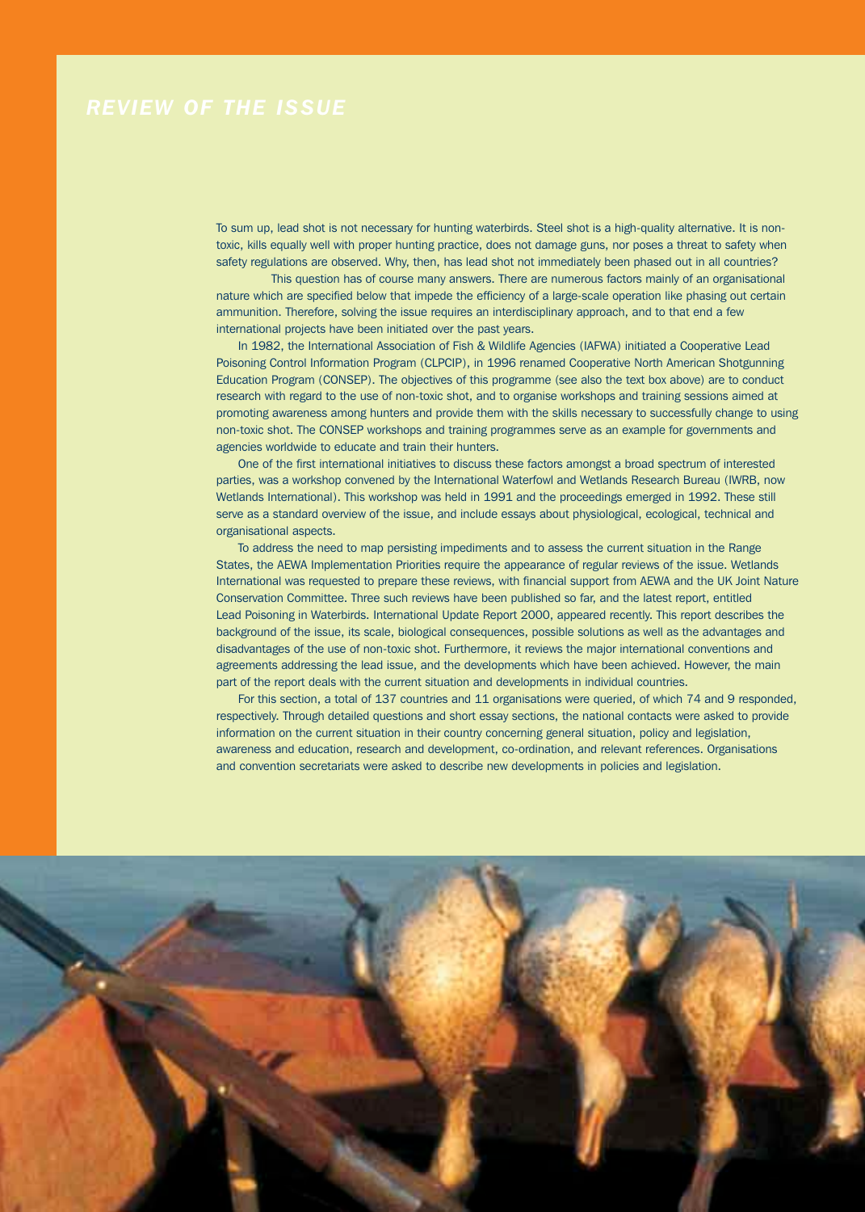## REVIEW OF THE ISSUE

To sum up, lead shot is not necessary for hunting waterbirds. Steel shot is a high-quality alternative. It is non-toxic, kills equally well with proper hunting practice, does not damage guns, nor poses a threat to safety when safety regulations are observed. Why, then, has lead shot not immediately been phased out in all countries?

This question has of course many answers. There are numerous factors mainly of an organisational nature which are specified below that impede the efficiency of a large-scale operation like phasing out certain ammunition. Therefore, solving the issue requires an interdisciplinary approach, and to that end a few international projects have been initiated over the past years.

In 1982, the International Association of Fish & Wildlife Agencies (IAFWA) initiated a Cooperative Lead Poisoning Control Information Program (CLPCIP), in 1996 renamed Cooperative North American Shotgunning Education Program (CONSEP). The objectives of this programme (see also the text box above) are to conduct research with regard to the use of non-toxic shot, and to organise workshops and training sessions aimed at promoting awareness among hunters and provide them with the skills necessary to successfully change to using non-toxic shot. The CONSEP workshops and training programmes serve as an example for governments and agencies worldwide to educate and train their hunters.

One of the first international initiatives to discuss these factors amongst a broad spectrum of interested parties, was a workshop convened by the International Waterfowl and Wetlands Research Bureau (IWRB, now Wetlands International). This workshop was held in 1991 and the proceedings emerged in 1992. These still serve as a standard overview of the issue, and include essays about physiological, ecological, technical and organisational aspects.

To address the need to map persisting impediments and to assess the current situation in the Range States, the AEWA Implementation Priorities require the appearance of regular reviews of the issue. Wetlands International was requested to prepare these reviews, with financial support from AEWA and the UK Joint Nature Conservation Committee. Three such reviews have been published so far, and the latest report, entitled Lead Poisoning in Waterbirds. International Update Report 2000, appeared recently. This report describes the background of the issue, its scale, biological consequences, possible solutions as well as the advantages and disadvantages of the use of non-toxic shot. Furthermore, it reviews the major international conventions and agreements addressing the lead issue, and the developments which have been achieved. However, the main part of the report deals with the current situation and developments in individual countries.

For this section, a total of 137 countries and 11 organisations were queried, of which 74 and 9 responded, respectively. Through detailed questions and short essay sections, the national contacts were asked to provide information on the current situation in their country concerning general situation, policy and legislation, awareness and education, research and development, co-ordination, and relevant references. Organisations and convention secretariats were asked to describe new developments in policies and legislation.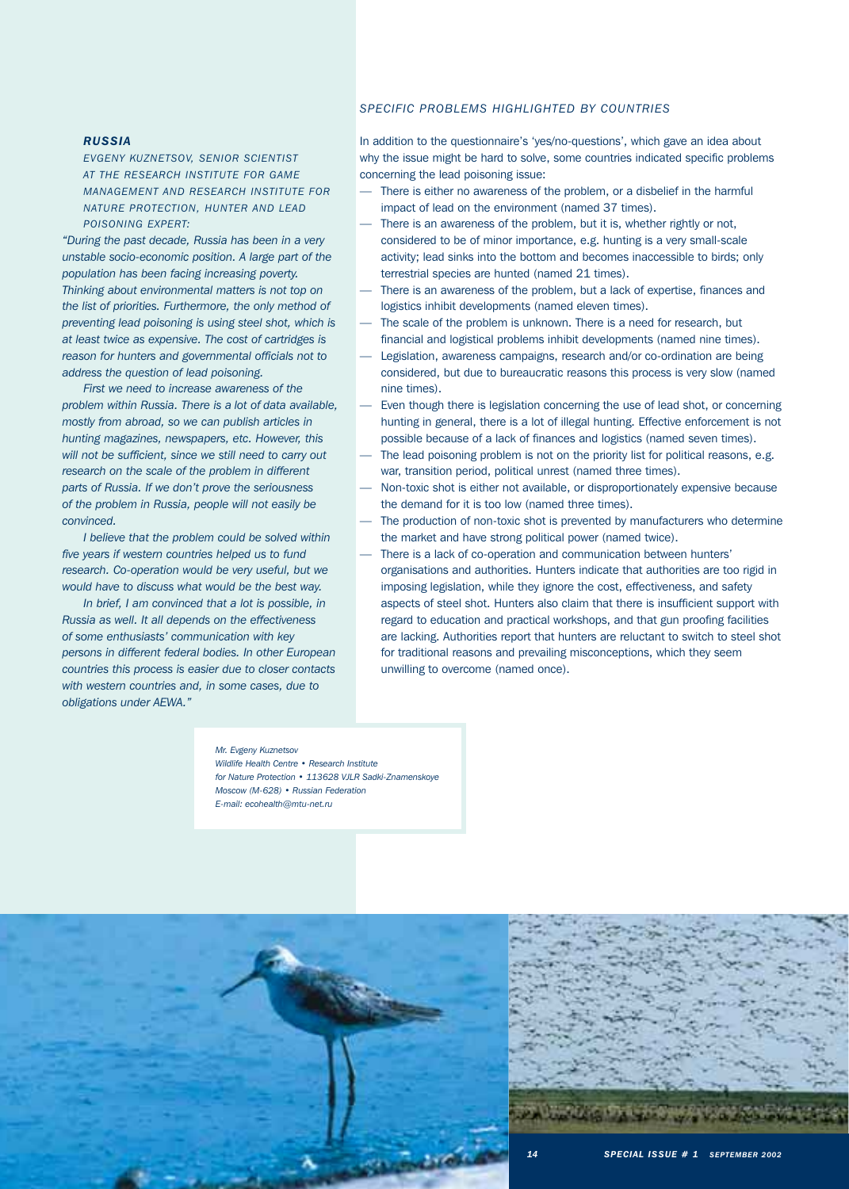### *RUSSIA*

*EVGENY KUZNETSOV, SENIOR SCIENTIST AT THE RESEARCH INSTITUTE FOR GAME MANAGEMENT AND RESEARCH INSTITUTE FOR NATURE PROTECTION, HUNTER AND LEAD POISONING EXPERT:*

*"During the past decade, Russia has been in a very unstable socio-economic position. A large part of the population has been facing increasing poverty. Thinking about environmental matters is not top on the list of priorities. Furthermore, the only method of preventing lead poisoning is using steel shot, which is at least twice as expensive. The cost of cartridges is reason for hunters and governmental officials not to address the question of lead poisoning.*

*First we need to increase awareness of the problem within Russia. There is a lot of data available, mostly from abroad, so we can publish articles in hunting magazines, newspapers, etc. However, this will not be sufficient, since we still need to carry out research on the scale of the problem in different parts of Russia. If we don't prove the seriousness of the problem in Russia, people will not easily be convinced.*

*I believe that the problem could be solved within five years if western countries helped us to fund research. Co-operation would be very useful, but we would have to discuss what would be the best way.*

*In brief, I am convinced that a lot is possible, in Russia as well. It all depends on the effectiveness of some enthusiasts' communication with key persons in different federal bodies. In other European countries this process is easier due to closer contacts with western countries and, in some cases, due to obligations under AEWA."*

*Mr. Evgeny Kuznetsov*
*Wildlife Health Centre • Research Institute for Nature Protection • 113628 VJLR Sadki-Znamenskoye Moscow (M-628) • Russian Federation*
*E-mail: ecohealth@mtu-net.ru*

### *SPECIFIC PROBLEMS HIGHLIGHTED BY COUNTRIES*

In addition to the questionnaire's 'yes/no-questions', which gave an idea about why the issue might be hard to solve, some countries indicated specific problems concerning the lead poisoning issue:

- There is either no awareness of the problem, or a disbelief in the harmful impact of lead on the environment (named 37 times).
- There is an awareness of the problem, but it is, whether rightly or not, considered to be of minor importance, e.g. hunting is a very small-scale activity; lead sinks into the bottom and becomes inaccessible to birds; only terrestrial species are hunted (named 21 times).
- There is an awareness of the problem, but a lack of expertise, finances and logistics inhibit developments (named eleven times).
- The scale of the problem is unknown. There is a need for research, but financial and logistical problems inhibit developments (named nine times).
- Legislation, awareness campaigns, research and/or co-ordination are being considered, but due to bureaucratic reasons this process is very slow (named nine times).
- Even though there is legislation concerning the use of lead shot, or concerning hunting in general, there is a lot of illegal hunting. Effective enforcement is not possible because of a lack of finances and logistics (named seven times).
- The lead poisoning problem is not on the priority list for political reasons, e.g. war, transition period, political unrest (named three times).
- Non-toxic shot is either not available, or disproportionately expensive because the demand for it is too low (named three times).
- The production of non-toxic shot is prevented by manufacturers who determine the market and have strong political power (named twice).
- There is a lack of co-operation and communication between hunters' organisations and authorities. Hunters indicate that authorities are too rigid in imposing legislation, while they ignore the cost, effectiveness, and safety aspects of steel shot. Hunters also claim that there is insufficient support with regard to education and practical workshops, and that gun proofing facilities are lacking. Authorities report that hunters are reluctant to switch to steel shot for traditional reasons and prevailing misconceptions, which they seem unwilling to overcome (named once).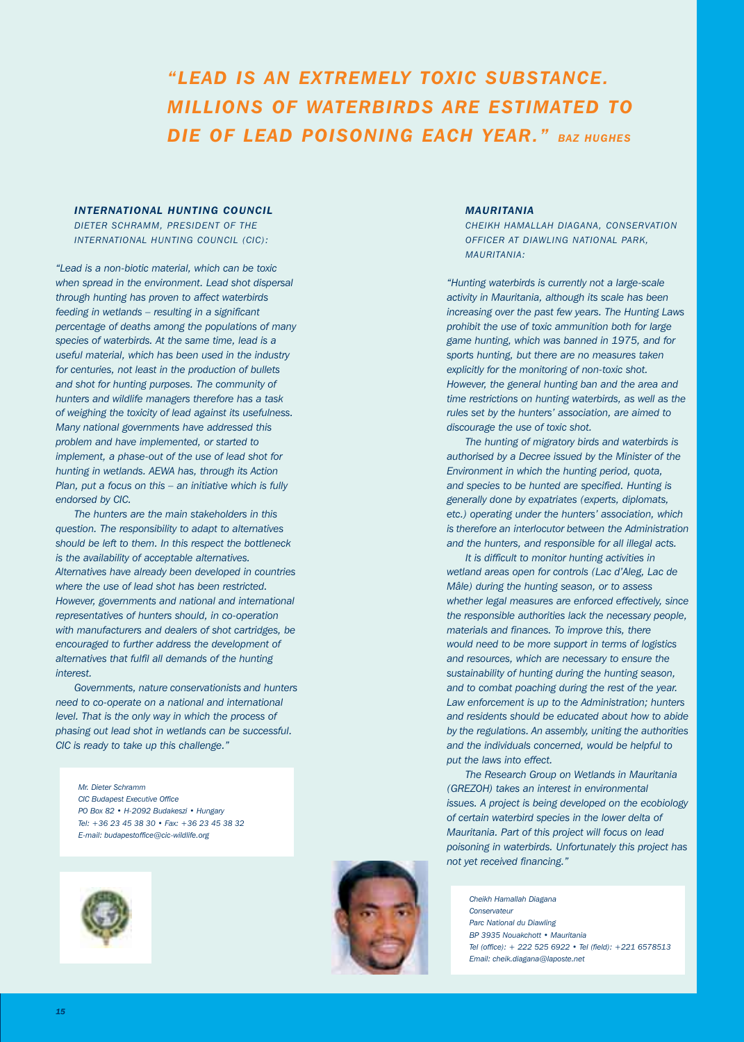*"LEAD IS AN EXTREMELY TOXIC SUBSTANCE. MILLIONS OF WATERBIRDS ARE ESTIMATED TO DIE OF LEAD POISONING EACH YEAR."* BAZ HUGHES

### INTERNATIONAL HUNTING COUNCIL

*DIETER SCHRAMM, PRESIDENT OF THE INTERNATIONAL HUNTING COUNCIL (CIC):*

*"Lead is a non-biotic material, which can be toxic when spread in the environment. Lead shot dispersal through hunting has proven to affect waterbirds feeding in wetlands – resulting in a significant percentage of deaths among the populations of many species of waterbirds. At the same time, lead is a useful material, which has been used in the industry for centuries, not least in the production of bullets and shot for hunting purposes. The community of hunters and wildlife managers therefore has a task of weighing the toxicity of lead against its usefulness. Many national governments have addressed this problem and have implemented, or started to implement, a phase-out of the use of lead shot for hunting in wetlands. AEWA has, through its Action Plan, put a focus on this – an initiative which is fully endorsed by CIC.*

*The hunters are the main stakeholders in this question. The responsibility to adapt to alternatives should be left to them. In this respect the bottleneck is the availability of acceptable alternatives. Alternatives have already been developed in countries where the use of lead shot has been restricted. However, governments and national and international representatives of hunters should, in co-operation with manufacturers and dealers of shot cartridges, be encouraged to further address the development of alternatives that fulfil all demands of the hunting interest.*

*Governments, nature conservationists and hunters need to co-operate on a national and international level. That is the only way in which the process of phasing out lead shot in wetlands can be successful. CIC is ready to take up this challenge."*

*Mr. Dieter Schramm*
*CIC Budapest Executive Office*
*PO Box 82 • H-2092 Budakeszi • Hungary*
*Tel: +36 23 45 38 30 • Fax: +36 23 45 38 32*
*E-mail: budapestoffice@cic-wildlife.org*

### MAURITANIA

*CHEIKH HAMALLAH DIAGANA, CONSERVATION OFFICER AT DIAWLING NATIONAL PARK, MAURITANIA:*

*"Hunting waterbirds is currently not a large-scale activity in Mauritania, although its scale has been increasing over the past few years. The Hunting Laws prohibit the use of toxic ammunition both for large game hunting, which was banned in 1975, and for sports hunting, but there are no measures taken explicitly for the monitoring of non-toxic shot. However, the general hunting ban and the area and time restrictions on hunting waterbirds, as well as the rules set by the hunters' association, are aimed to discourage the use of toxic shot.*

*The hunting of migratory birds and waterbirds is authorised by a Decree issued by the Minister of the Environment in which the hunting period, quota, and species to be hunted are specified. Hunting is generally done by expatriates (experts, diplomats, etc.) operating under the hunters' association, which is therefore an interlocutor between the Administration and the hunters, and responsible for all illegal acts.*

*It is difficult to monitor hunting activities in wetland areas open for controls (Lac d'Aleg, Lac de Mâle) during the hunting season, or to assess whether legal measures are enforced effectively, since the responsible authorities lack the necessary people, materials and finances. To improve this, there would need to be more support in terms of logistics and resources, which are necessary to ensure the sustainability of hunting during the hunting season, and to combat poaching during the rest of the year. Law enforcement is up to the Administration; hunters and residents should be educated about how to abide by the regulations. An assembly, uniting the authorities and the individuals concerned, would be helpful to put the laws into effect.*

*The Research Group on Wetlands in Mauritania (GREZOH) takes an interest in environmental issues. A project is being developed on the ecobiology of certain waterbird species in the lower delta of Mauritania. Part of this project will focus on lead poisoning in waterbirds. Unfortunately this project has not yet received financing."*

*Cheikh Hamallah Diagana*
*Conservateur*
*Parc National du Diawling*
*BP 3935 Nouakchott • Mauritania*
*Tel (office): + 222 525 6922 • Tel (field): +221 6578513*
*Email: cheik.diagana@laposte.net*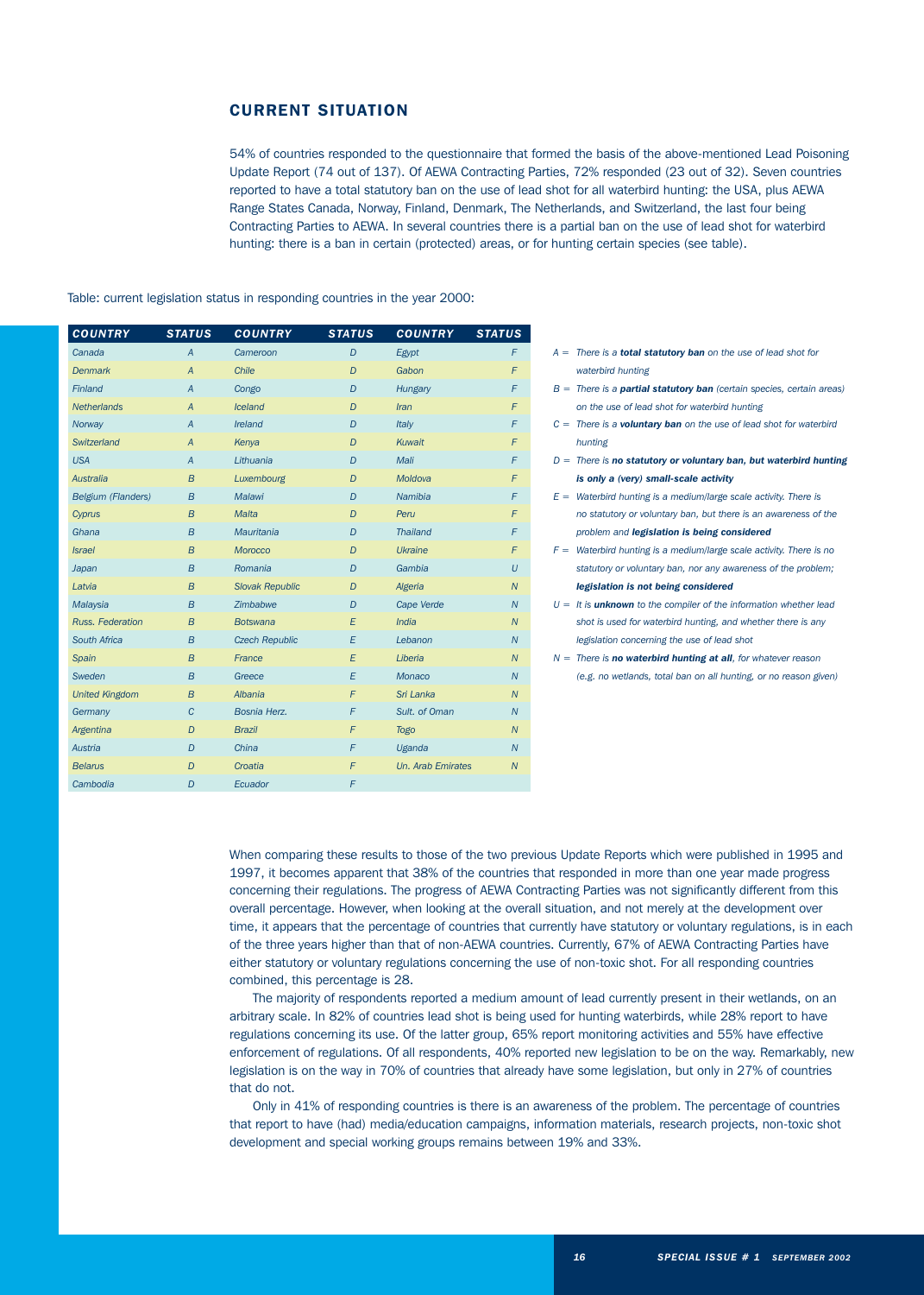## CURRENT SITUATION

54% of countries responded to the questionnaire that formed the basis of the above-mentioned Lead Poisoning Update Report (74 out of 137). Of AEWA Contracting Parties, 72% responded (23 out of 32). Seven countries reported to have a total statutory ban on the use of lead shot for all waterbird hunting: the USA, plus AEWA Range States Canada, Norway, Finland, Denmark, The Netherlands, and Switzerland, the last four being Contracting Parties to AEWA. In several countries there is a partial ban on the use of lead shot for waterbird hunting: there is a ban in certain (protected) areas, or for hunting certain species (see table).

Table: current legislation status in responding countries in the year 2000:

| COUNTRY | STATUS | COUNTRY | STATUS | COUNTRY | STATUS |
|---|---|---|---|---|---|
| Canada | A | Cameroon | D | Egypt | F |
| Denmark | A | Chile | D | Gabon | F |
| Finland | A | Congo | D | Hungary | F |
| Netherlands | A | Iceland | D | Iran | F |
| Norway | A | Ireland | D | Italy | F |
| Switzerland | A | Kenya | D | Kuwait | F |
| USA | A | Lithuania | D | Mali | F |
| Australia | B | Luxembourg | D | Moldova | F |
| Belgium (Flanders) | B | Malawi | D | Namibia | F |
| Cyprus | B | Malta | D | Peru | F |
| Ghana | B | Mauritania | D | Thailand | F |
| Israel | B | Morocco | D | Ukraine | F |
| Japan | B | Romania | D | Gambia | U |
| Latvia | B | Slovak Republic | D | Algeria | N |
| Malaysia | B | Zimbabwe | D | Cape Verde | N |
| Russ. Federation | B | Botswana | E | India | N |
| South Africa | B | Czech Republic | E | Lebanon | N |
| Spain | B | France | E | Liberia | N |
| Sweden | B | Greece | E | Monaco | N |
| United Kingdom | B | Albania | F | Sri Lanka | N |
| Germany | C | Bosnia Herz. | F | Sult. of Oman | N |
| Argentina | D | Brazil | F | Togo | N |
| Austria | D | China | F | Uganda | N |
| Belarus | D | Croatia | F | Un. Arab Emirates | N |
| Cambodia | D | Ecuador | F | | |

*A = There is a **total statutory ban** on the use of lead shot for waterbird hunting*

*B = There is a **partial statutory ban** (certain species, certain areas) on the use of lead shot for waterbird hunting*

*C = There is a **voluntary ban** on the use of lead shot for waterbird hunting*

*D = There is **no statutory or voluntary ban, but waterbird hunting is only a (very) small-scale activity***

*E = Waterbird hunting is a medium/large scale activity. There is no statutory or voluntary ban, but there is an awareness of the problem and **legislation is being considered***

*F = Waterbird hunting is a medium/large scale activity. There is no statutory or voluntary ban, nor any awareness of the problem; **legislation is not being considered***

*U = It is **unknown** to the compiler of the information whether lead shot is used for waterbird hunting, and whether there is any legislation concerning the use of lead shot*

*N = There is **no waterbird hunting at all**, for whatever reason (e.g. no wetlands, total ban on all hunting, or no reason given)*

When comparing these results to those of the two previous Update Reports which were published in 1995 and 1997, it becomes apparent that 38% of the countries that responded in more than one year made progress concerning their regulations. The progress of AEWA Contracting Parties was not significantly different from this overall percentage. However, when looking at the overall situation, and not merely at the development over time, it appears that the percentage of countries that currently have statutory or voluntary regulations, is in each of the three years higher than that of non-AEWA countries. Currently, 67% of AEWA Contracting Parties have either statutory or voluntary regulations concerning the use of non-toxic shot. For all responding countries combined, this percentage is 28.

The majority of respondents reported a medium amount of lead currently present in their wetlands, on an arbitrary scale. In 82% of countries lead shot is being used for hunting waterbirds, while 28% report to have regulations concerning its use. Of the latter group, 65% report monitoring activities and 55% have effective enforcement of regulations. Of all respondents, 40% reported new legislation to be on the way. Remarkably, new legislation is on the way in 70% of countries that already have some legislation, but only in 27% of countries that do not.

Only in 41% of responding countries is there an awareness of the problem. The percentage of countries that report to have (had) media/education campaigns, information materials, research projects, non-toxic shot development and special working groups remains between 19% and 33%.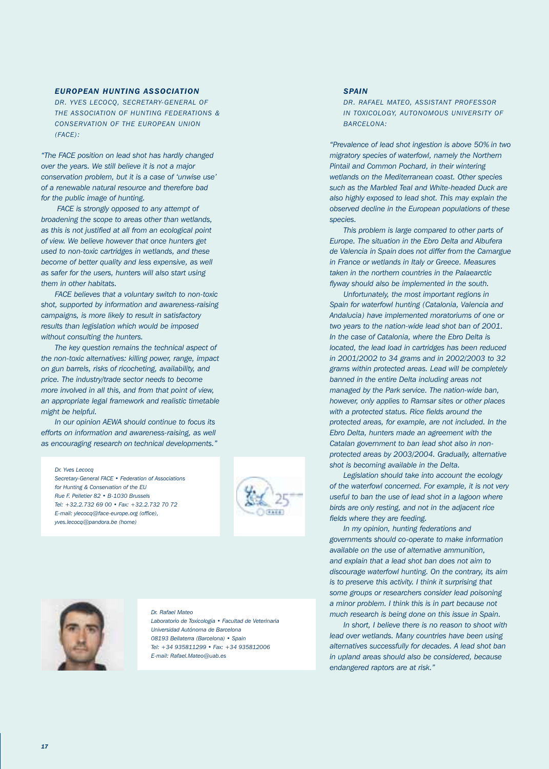### *EUROPEAN HUNTING ASSOCIATION*

*DR. YVES LECOCQ, SECRETARY-GENERAL OF THE ASSOCIATION OF HUNTING FEDERATIONS & CONSERVATION OF THE EUROPEAN UNION (FACE):*

*"The FACE position on lead shot has hardly changed over the years. We still believe it is not a major conservation problem, but it is a case of 'unwise use' of a renewable natural resource and therefore bad for the public image of hunting.*

*FACE is strongly opposed to any attempt of broadening the scope to areas other than wetlands, as this is not justified at all from an ecological point of view. We believe however that once hunters get used to non-toxic cartridges in wetlands, and these become of better quality and less expensive, as well as safer for the users, hunters will also start using them in other habitats.*

*FACE believes that a voluntary switch to non-toxic shot, supported by information and awareness-raising campaigns, is more likely to result in satisfactory results than legislation which would be imposed without consulting the hunters.*

*The key question remains the technical aspect of the non-toxic alternatives: killing power, range, impact on gun barrels, risks of ricocheting, availability, and price. The industry/trade sector needs to become more involved in all this, and from that point of view, an appropriate legal framework and realistic timetable might be helpful.*

*In our opinion AEWA should continue to focus its efforts on information and awareness-raising, as well as encouraging research on technical developments."*

*Dr. Yves Lecocq*
*Secretary-General FACE • Federation of Associations for Hunting & Conservation of the EU*
*Rue F. Pelletier 82 • B-1030 Brussels*
*Tel: +32.2.732 69 00 • Fax: +32.2.732 70 72*
*E-mail: ylecocq@face-europe.org (office), yves.lecocq@pandora.be (home)*

### *SPAIN*

*DR. RAFAEL MATEO, ASSISTANT PROFESSOR IN TOXICOLOGY, AUTONOMOUS UNIVERSITY OF BARCELONA:*

*"Prevalence of lead shot ingestion is above 50% in two migratory species of waterfowl, namely the Northern Pintail and Common Pochard, in their wintering wetlands on the Mediterranean coast. Other species such as the Marbled Teal and White-headed Duck are also highly exposed to lead shot. This may explain the observed decline in the European populations of these species.*

*This problem is large compared to other parts of Europe. The situation in the Ebro Delta and Albufera de Valencia in Spain does not differ from the Camargue in France or wetlands in Italy or Greece. Measures taken in the northern countries in the Palaearctic flyway should also be implemented in the south.*

*Unfortunately, the most important regions in Spain for waterfowl hunting (Catalonia, Valencia and Andalucia) have implemented moratoriums of one or two years to the nation-wide lead shot ban of 2001. In the case of Catalonia, where the Ebro Delta is located, the lead load in cartridges has been reduced in 2001/2002 to 34 grams and in 2002/2003 to 32 grams within protected areas. Lead will be completely banned in the entire Delta including areas not managed by the Park service. The nation-wide ban, however, only applies to Ramsar sites or other places with a protected status. Rice fields around the protected areas, for example, are not included. In the Ebro Delta, hunters made an agreement with the Catalan government to ban lead shot also in non-protected areas by 2003/2004. Gradually, alternative shot is becoming available in the Delta.*

*Legislation should take into account the ecology of the waterfowl concerned. For example, it is not very useful to ban the use of lead shot in a lagoon where birds are only resting, and not in the adjacent rice fields where they are feeding.*

*In my opinion, hunting federations and governments should co-operate to make information available on the use of alternative ammunition, and explain that a lead shot ban does not aim to discourage waterfowl hunting. On the contrary, its aim is to preserve this activity. I think it surprising that some groups or researchers consider lead poisoning a minor problem. I think this is in part because not much research is being done on this issue in Spain.*

*In short, I believe there is no reason to shoot with lead over wetlands. Many countries have been using alternatives successfully for decades. A lead shot ban in upland areas should also be considered, because endangered raptors are at risk."*

*Dr. Rafael Mateo*
*Laboratorio de Toxicologia • Facultad de Veterinaria*
*Universidad Autónoma de Barcelona*
*08193 Bellaterra (Barcelona) • Spain*
*Tel: +34 935811299 • Fax: +34 935812006*
*E-mail: Rafael.Mateo@uab.es*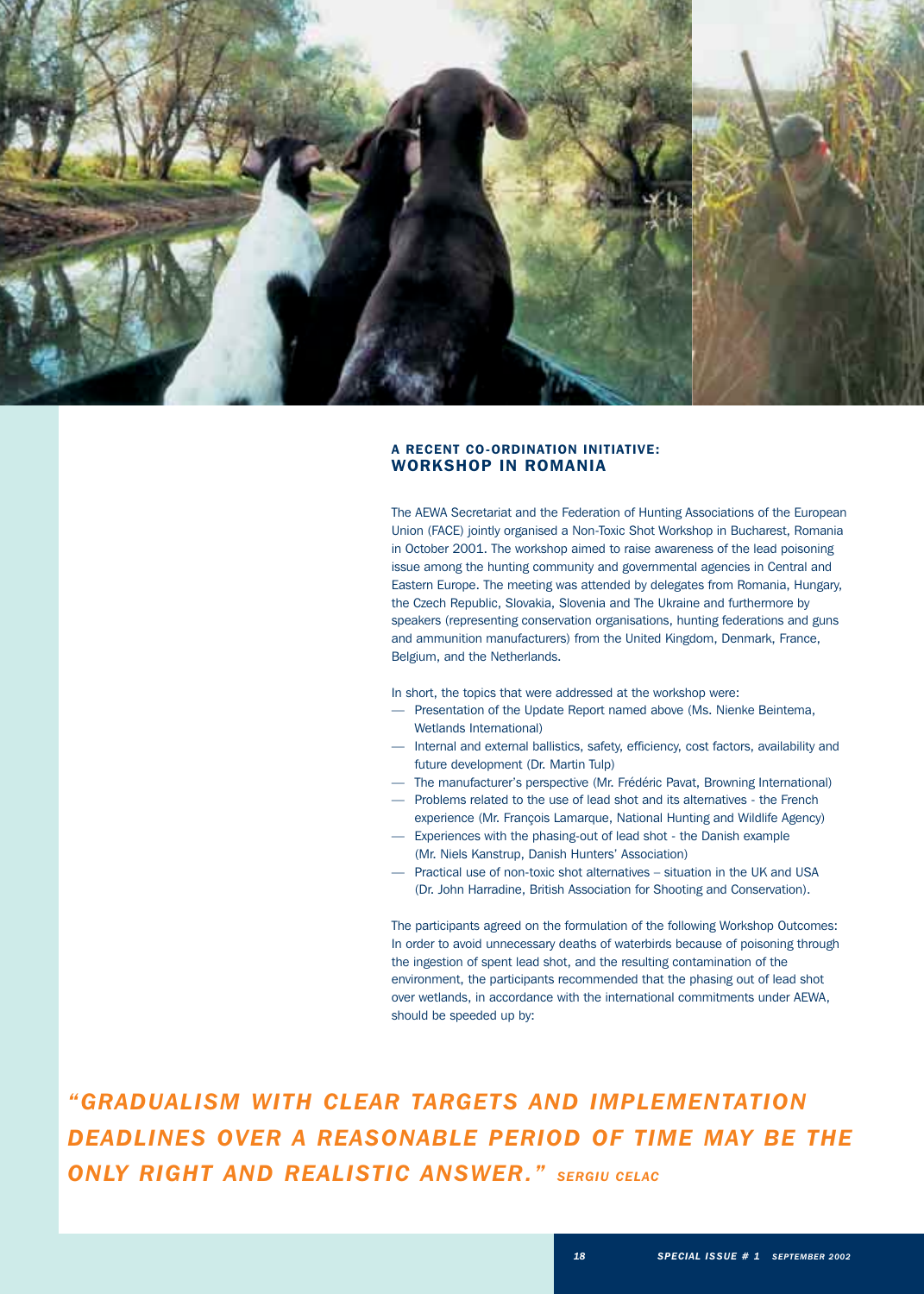### A RECENT CO-ORDINATION INITIATIVE:
## WORKSHOP IN ROMANIA

The AEWA Secretariat and the Federation of Hunting Associations of the European Union (FACE) jointly organised a Non-Toxic Shot Workshop in Bucharest, Romania in October 2001. The workshop aimed to raise awareness of the lead poisoning issue among the hunting community and governmental agencies in Central and Eastern Europe. The meeting was attended by delegates from Romania, Hungary, the Czech Republic, Slovakia, Slovenia and The Ukraine and furthermore by speakers (representing conservation organisations, hunting federations and guns and ammunition manufacturers) from the United Kingdom, Denmark, France, Belgium, and the Netherlands.

In short, the topics that were addressed at the workshop were:

- Presentation of the Update Report named above (Ms. Nienke Beintema, Wetlands International)
- Internal and external ballistics, safety, efficiency, cost factors, availability and future development (Dr. Martin Tulp)
- The manufacturer's perspective (Mr. Frédéric Pavat, Browning International)
- Problems related to the use of lead shot and its alternatives - the French experience (Mr. François Lamarque, National Hunting and Wildlife Agency)
- Experiences with the phasing-out of lead shot - the Danish example (Mr. Niels Kanstrup, Danish Hunters' Association)
- Practical use of non-toxic shot alternatives – situation in the UK and USA (Dr. John Harradine, British Association for Shooting and Conservation).

The participants agreed on the formulation of the following Workshop Outcomes: In order to avoid unnecessary deaths of waterbirds because of poisoning through the ingestion of spent lead shot, and the resulting contamination of the environment, the participants recommended that the phasing out of lead shot over wetlands, in accordance with the international commitments under AEWA, should be speeded up by:

***"GRADUALISM WITH CLEAR TARGETS AND IMPLEMENTATION DEADLINES OVER A REASONABLE PERIOD OF TIME MAY BE THE ONLY RIGHT AND REALISTIC ANSWER."*** *SERGIU CELAC*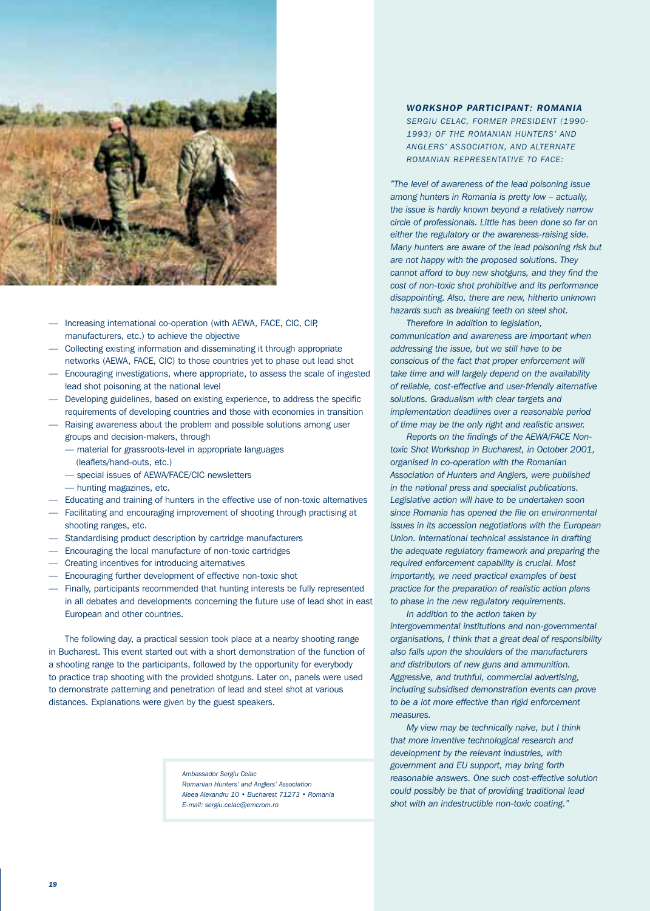- Increasing international co-operation (with AEWA, FACE, CIC, CIP, manufacturers, etc.) to achieve the objective
- Collecting existing information and disseminating it through appropriate networks (AEWA, FACE, CIC) to those countries yet to phase out lead shot
- Encouraging investigations, where appropriate, to assess the scale of ingested lead shot poisoning at the national level
- Developing guidelines, based on existing experience, to address the specific requirements of developing countries and those with economies in transition
- Raising awareness about the problem and possible solutions among user groups and decision-makers, through
  - material for grassroots-level in appropriate languages (leaflets/hand-outs, etc.)
  - special issues of AEWA/FACE/CIC newsletters
  - hunting magazines, etc.
- Educating and training of hunters in the effective use of non-toxic alternatives
- Facilitating and encouraging improvement of shooting through practising at shooting ranges, etc.
- Standardising product description by cartridge manufacturers
- Encouraging the local manufacture of non-toxic cartridges
- Creating incentives for introducing alternatives
- Encouraging further development of effective non-toxic shot
- Finally, participants recommended that hunting interests be fully represented in all debates and developments concerning the future use of lead shot in east European and other countries.

The following day, a practical session took place at a nearby shooting range in Bucharest. This event started out with a short demonstration of the function of a shooting range to the participants, followed by the opportunity for everybody to practice trap shooting with the provided shotguns. Later on, panels were used to demonstrate patterning and penetration of lead and steel shot at various distances. Explanations were given by the guest speakers.

*Ambassador Sergiu Celac*
*Romanian Hunters' and Anglers' Association*
*Aleea Alexandru 10 • Bucharest 71273 • Romania*
*E-mail: sergiu.celac@emcrom.ro*

### *WORKSHOP PARTICIPANT: ROMANIA*

*SERGIU CELAC, FORMER PRESIDENT (1990-1993) OF THE ROMANIAN HUNTERS' AND ANGLERS' ASSOCIATION, AND ALTERNATE ROMANIAN REPRESENTATIVE TO FACE:*

*"The level of awareness of the lead poisoning issue among hunters in Romania is pretty low – actually, the issue is hardly known beyond a relatively narrow circle of professionals. Little has been done so far on either the regulatory or the awareness-raising side. Many hunters are aware of the lead poisoning risk but are not happy with the proposed solutions. They cannot afford to buy new shotguns, and they find the cost of non-toxic shot prohibitive and its performance disappointing. Also, there are new, hitherto unknown hazards such as breaking teeth on steel shot.*

*Therefore in addition to legislation, communication and awareness are important when addressing the issue, but we still have to be conscious of the fact that proper enforcement will take time and will largely depend on the availability of reliable, cost-effective and user-friendly alternative solutions. Gradualism with clear targets and implementation deadlines over a reasonable period of time may be the only right and realistic answer.*

*Reports on the findings of the AEWA/FACE Non-toxic Shot Workshop in Bucharest, in October 2001, organised in co-operation with the Romanian Association of Hunters and Anglers, were published in the national press and specialist publications. Legislative action will have to be undertaken soon since Romania has opened the file on environmental issues in its accession negotiations with the European Union. International technical assistance in drafting the adequate regulatory framework and preparing the required enforcement capability is crucial. Most importantly, we need practical examples of best practice for the preparation of realistic action plans to phase in the new regulatory requirements.*

*In addition to the action taken by intergovernmental institutions and non-governmental organisations, I think that a great deal of responsibility also falls upon the shoulders of the manufacturers and distributors of new guns and ammunition. Aggressive, and truthful, commercial advertising, including subsidised demonstration events can prove to be a lot more effective than rigid enforcement measures.*

*My view may be technically naive, but I think that more inventive technological research and development by the relevant industries, with government and EU support, may bring forth reasonable answers. One such cost-effective solution could possibly be that of providing traditional lead shot with an indestructible non-toxic coating."*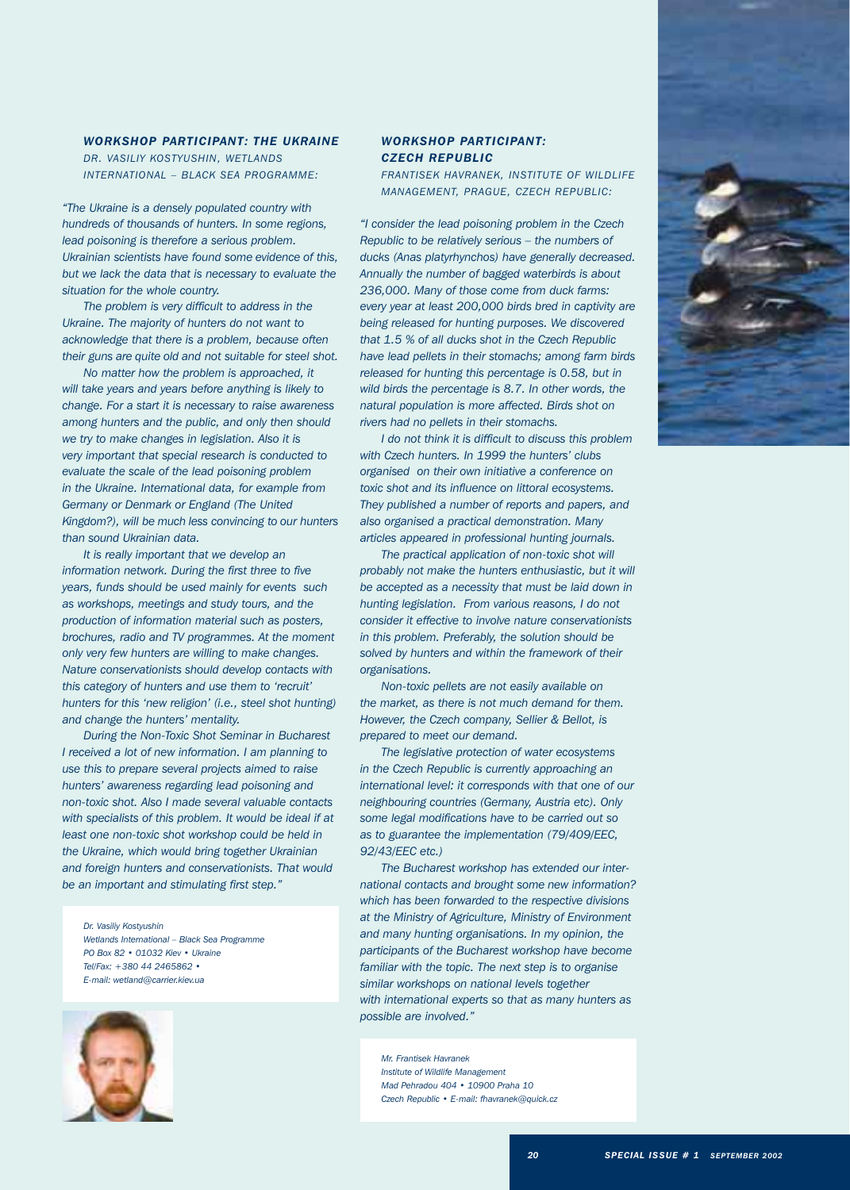### *WORKSHOP PARTICIPANT: THE UKRAINE*

*DR. VASILIY KOSTYUSHIN, WETLANDS INTERNATIONAL – BLACK SEA PROGRAMME:*

*"The Ukraine is a densely populated country with hundreds of thousands of hunters. In some regions, lead poisoning is therefore a serious problem. Ukrainian scientists have found some evidence of this, but we lack the data that is necessary to evaluate the situation for the whole country.*

*The problem is very difficult to address in the Ukraine. The majority of hunters do not want to acknowledge that there is a problem, because often their guns are quite old and not suitable for steel shot.*

*No matter how the problem is approached, it will take years and years before anything is likely to change. For a start it is necessary to raise awareness among hunters and the public, and only then should we try to make changes in legislation. Also it is very important that special research is conducted to evaluate the scale of the lead poisoning problem in the Ukraine. International data, for example from Germany or Denmark or England (The United Kingdom?), will be much less convincing to our hunters than sound Ukrainian data.*

*It is really important that we develop an information network. During the first three to five years, funds should be used mainly for events such as workshops, meetings and study tours, and the production of information material such as posters, brochures, radio and TV programmes. At the moment only very few hunters are willing to make changes. Nature conservationists should develop contacts with this category of hunters and use them to 'recruit' hunters for this 'new religion' (i.e., steel shot hunting) and change the hunters' mentality.*

*During the Non-Toxic Shot Seminar in Bucharest I received a lot of new information. I am planning to use this to prepare several projects aimed to raise hunters' awareness regarding lead poisoning and non-toxic shot. Also I made several valuable contacts with specialists of this problem. It would be ideal if at least one non-toxic shot workshop could be held in the Ukraine, which would bring together Ukrainian and foreign hunters and conservationists. That would be an important and stimulating first step."*

*Dr. Vasiliy Kostyushin*
*Wetlands International – Black Sea Programme*
*PO Box 82 • 01032 Kiev • Ukraine*
*Tel/Fax: +380 44 2465862 •*
*E-mail: wetland@carrier.kiev.ua*

### *WORKSHOP PARTICIPANT: CZECH REPUBLIC*

*FRANTISEK HAVRANEK, INSTITUTE OF WILDLIFE MANAGEMENT, PRAGUE, CZECH REPUBLIC:*

*"I consider the lead poisoning problem in the Czech Republic to be relatively serious – the numbers of ducks (Anas platyrhynchos) have generally decreased. Annually the number of bagged waterbirds is about 236,000. Many of those come from duck farms: every year at least 200,000 birds bred in captivity are being released for hunting purposes. We discovered that 1.5 % of all ducks shot in the Czech Republic have lead pellets in their stomachs; among farm birds released for hunting this percentage is 0.58, but in wild birds the percentage is 8.7. In other words, the natural population is more affected. Birds shot on rivers had no pellets in their stomachs.*

*I do not think it is difficult to discuss this problem with Czech hunters. In 1999 the hunters' clubs organised on their own initiative a conference on toxic shot and its influence on littoral ecosystems. They published a number of reports and papers, and also organised a practical demonstration. Many articles appeared in professional hunting journals.*

*The practical application of non-toxic shot will probably not make the hunters enthusiastic, but it will be accepted as a necessity that must be laid down in hunting legislation. From various reasons, I do not consider it effective to involve nature conservationists in this problem. Preferably, the solution should be solved by hunters and within the framework of their organisations.*

*Non-toxic pellets are not easily available on the market, as there is not much demand for them. However, the Czech company, Sellier & Bellot, is prepared to meet our demand.*

*The legislative protection of water ecosystems in the Czech Republic is currently approaching an international level: it corresponds with that one of our neighbouring countries (Germany, Austria etc). Only some legal modifications have to be carried out so as to guarantee the implementation (79/409/EEC, 92/43/EEC etc.)*

*The Bucharest workshop has extended our international contacts and brought some new information? which has been forwarded to the respective divisions at the Ministry of Agriculture, Ministry of Environment and many hunting organisations. In my opinion, the participants of the Bucharest workshop have become familiar with the topic. The next step is to organise similar workshops on national levels together with international experts so that as many hunters as possible are involved."*

*Mr. Frantisek Havranek*
*Institute of Wildlife Management*
*Mad Pehradou 404 • 10900 Praha 10*
*Czech Republic • E-mail: fhavranek@quick.cz*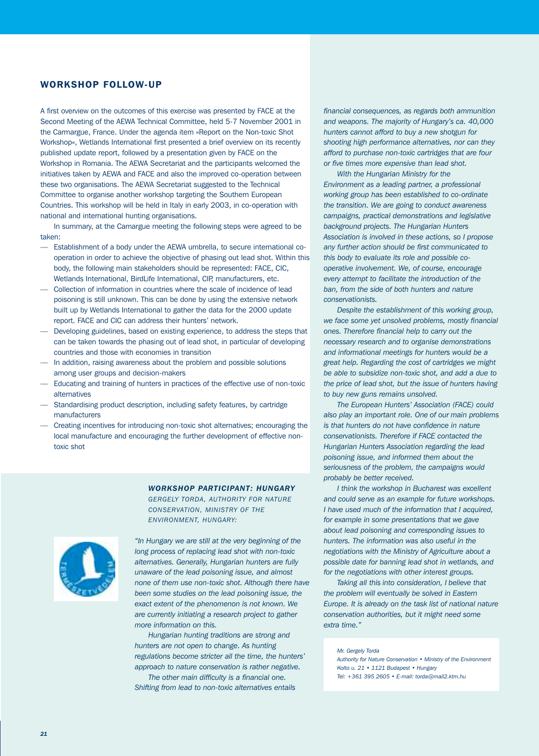## WORKSHOP FOLLOW-UP

A first overview on the outcomes of this exercise was presented by FACE at the Second Meeting of the AEWA Technical Committee, held 5-7 November 2001 in the Carmargue, France. Under the agenda item »Report on the Non-toxic Shot Workshop«, Wetlands International first presented a brief overview on its recently published update report, followed by a presentation given by FACE on the Workshop in Romania. The AEWA Secretariat and the participants welcomed the initiatives taken by AEWA and FACE and also the improved co-operation between these two organisations. The AEWA Secretariat suggested to the Technical Committee to organise another workshop targeting the Southern European Countries. This workshop will be held in Italy in early 2003, in co-operation with national and international hunting organisations.

In summary, at the Camargue meeting the following steps were agreed to be taken:

- Establishment of a body under the AEWA umbrella, to secure international co-operation in order to achieve the objective of phasing out lead shot. Within this body, the following main stakeholders should be represented: FACE, CIC, Wetlands International, BirdLife International, CIP, manufacturers, etc.
- Collection of information in countries where the scale of incidence of lead poisoning is still unknown. This can be done by using the extensive network built up by Wetlands International to gather the data for the 2000 update report. FACE and CIC can address their hunters' network.
- Developing guidelines, based on existing experience, to address the steps that can be taken towards the phasing out of lead shot, in particular of developing countries and those with economies in transition
- In addition, raising awareness about the problem and possible solutions among user groups and decision-makers
- Educating and training of hunters in practices of the effective use of non-toxic alternatives
- Standardising product description, including safety features, by cartridge manufacturers
- Creating incentives for introducing non-toxic shot alternatives; encouraging the local manufacture and encouraging the further development of effective non-toxic shot

### *WORKSHOP PARTICIPANT: HUNGARY*

*GERGELY TORDA, AUTHORITY FOR NATURE CONSERVATION, MINISTRY OF THE ENVIRONMENT, HUNGARY:*

*"In Hungary we are still at the very beginning of the long process of replacing lead shot with non-toxic alternatives. Generally, Hungarian hunters are fully unaware of the lead poisoning issue, and almost none of them use non-toxic shot. Although there have been some studies on the lead poisoning issue, the exact extent of the phenomenon is not known. We are currently initiating a research project to gather more information on this.*

*Hungarian hunting traditions are strong and hunters are not open to change. As hunting regulations become stricter all the time, the hunters' approach to nature conservation is rather negative.*

*The other main difficulty is a financial one. Shifting from lead to non-toxic alternatives entails financial consequences, as regards both ammunition and weapons. The majority of Hungary's ca. 40,000 hunters cannot afford to buy a new shotgun for shooting high performance alternatives, nor can they afford to purchase non-toxic cartridges that are four or five times more expensive than lead shot.*

*With the Hungarian Ministry for the Environment as a leading partner, a professional working group has been established to co-ordinate the transition. We are going to conduct awareness campaigns, practical demonstrations and legislative background projects. The Hungarian Hunters Association is involved in these actions, so I propose any further action should be first communicated to this body to evaluate its role and possible co-operative involvement. We, of course, encourage every attempt to facilitate the introduction of the ban, from the side of both hunters and nature conservationists.*

*Despite the establishment of this working group, we face some yet unsolved problems, mostly financial ones. Therefore financial help to carry out the necessary research and to organise demonstrations and informational meetings for hunters would be a great help. Regarding the cost of cartridges we might be able to subsidize non-toxic shot, and add a due to the price of lead shot, but the issue of hunters having to buy new guns remains unsolved.*

*The European Hunters' Association (FACE) could also play an important role. One of our main problems is that hunters do not have confidence in nature conservationists. Therefore if FACE contacted the Hungarian Hunters Association regarding the lead poisoning issue, and informed them about the seriousness of the problem, the campaigns would probably be better received.*

*I think the workshop in Bucharest was excellent and could serve as an example for future workshops. I have used much of the information that I acquired, for example in some presentations that we gave about lead poisoning and corresponding issues to hunters. The information was also useful in the negotiations with the Ministry of Agriculture about a possible date for banning lead shot in wetlands, and for the negotiations with other interest groups.*

*Taking all this into consideration, I believe that the problem will eventually be solved in Eastern Europe. It is already on the task list of national nature conservation authorities, but it might need some extra time."*

*Mr. Gergely Torda*
*Authority for Nature Conservation • Ministry of the Environment*
*Kolto u. 21 • 1121 Budapest • Hungary*
*Tel: +361 395 2605 • E-mail: torda@mail2.ktm.hu*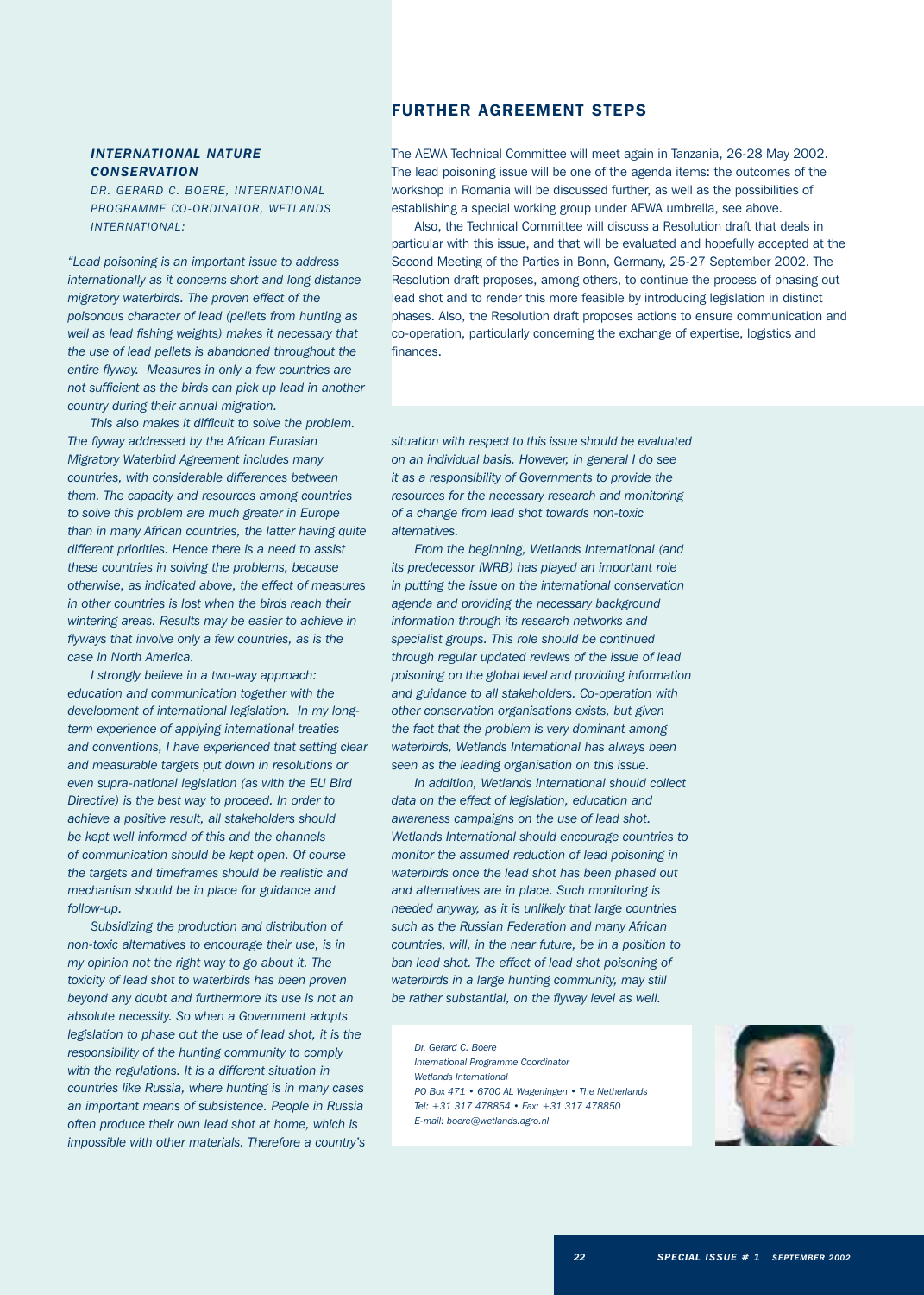### *INTERNATIONAL NATURE CONSERVATION*

*DR. GERARD C. BOERE, INTERNATIONAL PROGRAMME CO-ORDINATOR, WETLANDS INTERNATIONAL:*

*"Lead poisoning is an important issue to address internationally as it concerns short and long distance migratory waterbirds. The proven effect of the poisonous character of lead (pellets from hunting as well as lead fishing weights) makes it necessary that the use of lead pellets is abandoned throughout the entire flyway. Measures in only a few countries are not sufficient as the birds can pick up lead in another country during their annual migration.*

*This also makes it difficult to solve the problem. The flyway addressed by the African Eurasian Migratory Waterbird Agreement includes many countries, with considerable differences between them. The capacity and resources among countries to solve this problem are much greater in Europe than in many African countries, the latter having quite different priorities. Hence there is a need to assist these countries in solving the problems, because otherwise, as indicated above, the effect of measures in other countries is lost when the birds reach their wintering areas. Results may be easier to achieve in flyways that involve only a few countries, as is the case in North America.*

*I strongly believe in a two-way approach: education and communication together with the development of international legislation. In my long-term experience of applying international treaties and conventions, I have experienced that setting clear and measurable targets put down in resolutions or even supra-national legislation (as with the EU Bird Directive) is the best way to proceed. In order to achieve a positive result, all stakeholders should be kept well informed of this and the channels of communication should be kept open. Of course the targets and timeframes should be realistic and mechanism should be in place for guidance and follow-up.*

*Subsidizing the production and distribution of non-toxic alternatives to encourage their use, is in my opinion not the right way to go about it. The toxicity of lead shot to waterbirds has been proven beyond any doubt and furthermore its use is not an absolute necessity. So when a Government adopts legislation to phase out the use of lead shot, it is the responsibility of the hunting community to comply with the regulations. It is a different situation in countries like Russia, where hunting is in many cases an important means of subsistence. People in Russia often produce their own lead shot at home, which is impossible with other materials. Therefore a country's situation with respect to this issue should be evaluated on an individual basis. However, in general I do see it as a responsibility of Governments to provide the resources for the necessary research and monitoring of a change from lead shot towards non-toxic alternatives.*

*From the beginning, Wetlands International (and its predecessor IWRB) has played an important role in putting the issue on the international conservation agenda and providing the necessary background information through its research networks and specialist groups. This role should be continued through regular updated reviews of the issue of lead poisoning on the global level and providing information and guidance to all stakeholders. Co-operation with other conservation organisations exists, but given the fact that the problem is very dominant among waterbirds, Wetlands International has always been seen as the leading organisation on this issue.*

*In addition, Wetlands International should collect data on the effect of legislation, education and awareness campaigns on the use of lead shot. Wetlands International should encourage countries to monitor the assumed reduction of lead poisoning in waterbirds once the lead shot has been phased out and alternatives are in place. Such monitoring is needed anyway, as it is unlikely that large countries such as the Russian Federation and many African countries, will, in the near future, be in a position to ban lead shot. The effect of lead shot poisoning of waterbirds in a large hunting community, may still be rather substantial, on the flyway level as well.*

*Dr. Gerard C. Boere*
*International Programme Coordinator*
*Wetlands International*
*PO Box 471 • 6700 AL Wageningen • The Netherlands*
*Tel: +31 317 478854 • Fax: +31 317 478850*
*E-mail: boere@wetlands.agro.nl*

## FURTHER AGREEMENT STEPS

The AEWA Technical Committee will meet again in Tanzania, 26-28 May 2002. The lead poisoning issue will be one of the agenda items: the outcomes of the workshop in Romania will be discussed further, as well as the possibilities of establishing a special working group under AEWA umbrella, see above.

Also, the Technical Committee will discuss a Resolution draft that deals in particular with this issue, and that will be evaluated and hopefully accepted at the Second Meeting of the Parties in Bonn, Germany, 25-27 September 2002. The Resolution draft proposes, among others, to continue the process of phasing out lead shot and to render this more feasible by introducing legislation in distinct phases. Also, the Resolution draft proposes actions to ensure communication and co-operation, particularly concerning the exchange of expertise, logistics and finances.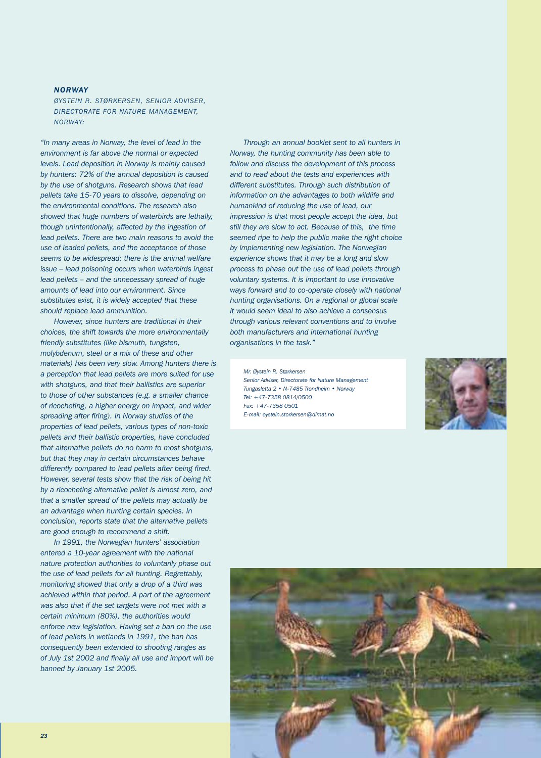### *NORWAY*

*ØYSTEIN R. STØRKERSEN, SENIOR ADVISER, DIRECTORATE FOR NATURE MANAGEMENT, NORWAY:*

*"In many areas in Norway, the level of lead in the environment is far above the normal or expected levels. Lead deposition in Norway is mainly caused by hunters: 72% of the annual deposition is caused by the use of shotguns. Research shows that lead pellets take 15-70 years to dissolve, depending on the environmental conditions. The research also showed that huge numbers of waterbirds are lethally, though unintentionally, affected by the ingestion of lead pellets. There are two main reasons to avoid the use of leaded pellets, and the acceptance of those seems to be widespread: there is the animal welfare issue – lead poisoning occurs when waterbirds ingest lead pellets – and the unnecessary spread of huge amounts of lead into our environment. Since substitutes exist, it is widely accepted that these should replace lead ammunition.*

*However, since hunters are traditional in their choices, the shift towards the more environmentally friendly substitutes (like bismuth, tungsten, molybdenum, steel or a mix of these and other materials) has been very slow. Among hunters there is a perception that lead pellets are more suited for use with shotguns, and that their ballistics are superior to those of other substances (e.g. a smaller chance of ricocheting, a higher energy on impact, and wider spreading after firing). In Norway studies of the properties of lead pellets, various types of non-toxic pellets and their ballistic properties, have concluded that alternative pellets do no harm to most shotguns, but that they may in certain circumstances behave differently compared to lead pellets after being fired. However, several tests show that the risk of being hit by a ricocheting alternative pellet is almost zero, and that a smaller spread of the pellets may actually be an advantage when hunting certain species. In conclusion, reports state that the alternative pellets are good enough to recommend a shift.*

*In 1991, the Norwegian hunters' association entered a 10-year agreement with the national nature protection authorities to voluntarily phase out the use of lead pellets for all hunting. Regrettably, monitoring showed that only a drop of a third was achieved within that period. A part of the agreement was also that if the set targets were not met with a certain minimum (80%), the authorities would enforce new legislation. Having set a ban on the use of lead pellets in wetlands in 1991, the ban has consequently been extended to shooting ranges as of July 1st 2002 and finally all use and import will be banned by January 1st 2005.*

*Through an annual booklet sent to all hunters in Norway, the hunting community has been able to follow and discuss the development of this process and to read about the tests and experiences with different substitutes. Through such distribution of information on the advantages to both wildlife and humankind of reducing the use of lead, our impression is that most people accept the idea, but still they are slow to act. Because of this, the time seemed ripe to help the public make the right choice by implementing new legislation. The Norwegian experience shows that it may be a long and slow process to phase out the use of lead pellets through voluntary systems. It is important to use innovative ways forward and to co-operate closely with national hunting organisations. On a regional or global scale it would seem ideal to also achieve a consensus through various relevant conventions and to involve both manufacturers and international hunting organisations in the task."*

*Mr. Øystein R. Størkersen*
*Senior Adviser, Directorate for Nature Management*
*Tungasletta 2 • N-7485 Trondheim • Norway*
*Tel: +47-7358 0814/0500*
*Fax: +47-7358 0501*
*E-mail: oystein.storkersen@dirnat.no*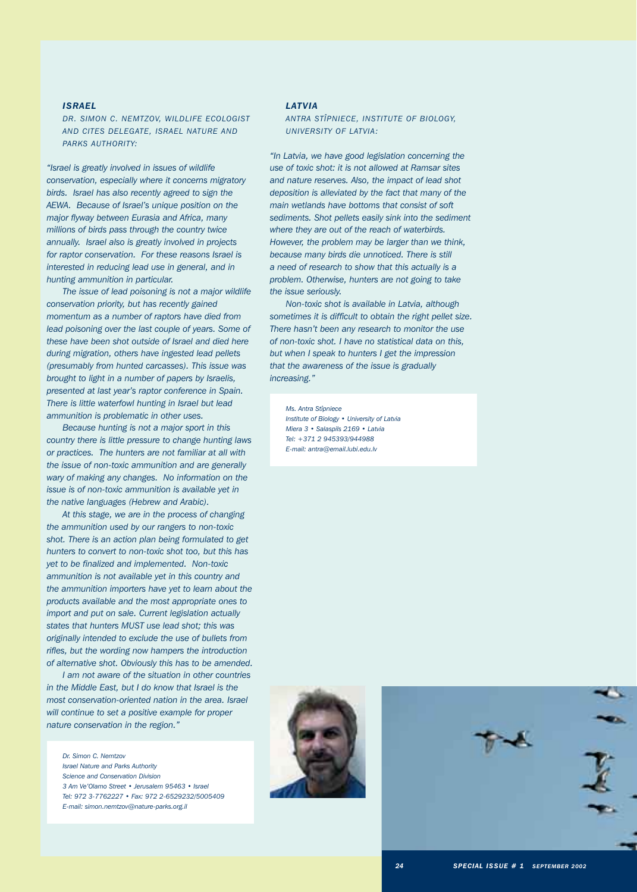### *ISRAEL*

*DR. SIMON C. NEMTZOV, WILDLIFE ECOLOGIST AND CITES DELEGATE, ISRAEL NATURE AND PARKS AUTHORITY:*

*"Israel is greatly involved in issues of wildlife conservation, especially where it concerns migratory birds. Israel has also recently agreed to sign the AEWA. Because of Israel's unique position on the major flyway between Eurasia and Africa, many millions of birds pass through the country twice annually. Israel also is greatly involved in projects for raptor conservation. For these reasons Israel is interested in reducing lead use in general, and in hunting ammunition in particular.*

*The issue of lead poisoning is not a major wildlife conservation priority, but has recently gained momentum as a number of raptors have died from lead poisoning over the last couple of years. Some of these have been shot outside of Israel and died here during migration, others have ingested lead pellets (presumably from hunted carcasses). This issue was brought to light in a number of papers by Israelis, presented at last year's raptor conference in Spain. There is little waterfowl hunting in Israel but lead ammunition is problematic in other uses.*

*Because hunting is not a major sport in this country there is little pressure to change hunting laws or practices. The hunters are not familiar at all with the issue of non-toxic ammunition and are generally wary of making any changes. No information on the issue is of non-toxic ammunition is available yet in the native languages (Hebrew and Arabic).*

*At this stage, we are in the process of changing the ammunition used by our rangers to non-toxic shot. There is an action plan being formulated to get hunters to convert to non-toxic shot too, but this has yet to be finalized and implemented. Non-toxic ammunition is not available yet in this country and the ammunition importers have yet to learn about the products available and the most appropriate ones to import and put on sale. Current legislation actually states that hunters MUST use lead shot; this was originally intended to exclude the use of bullets from rifles, but the wording now hampers the introduction of alternative shot. Obviously this has to be amended.*

*I am not aware of the situation in other countries in the Middle East, but I do know that Israel is the most conservation-oriented nation in the area. Israel will continue to set a positive example for proper nature conservation in the region."*

*Dr. Simon C. Nemtzov*
*Israel Nature and Parks Authority*
*Science and Conservation Division*
*3 Am Ve'Olamo Street • Jerusalem 95463 • Israel*
*Tel: 972 3-7762227 • Fax: 972 2-6529232/5005409*
*E-mail: simon.nemtzov@nature-parks.org.il*

### *LATVIA*

*ANTRA STÎPNIECE, INSTITUTE OF BIOLOGY, UNIVERSITY OF LATVIA:*

*"In Latvia, we have good legislation concerning the use of toxic shot: it is not allowed at Ramsar sites and nature reserves. Also, the impact of lead shot deposition is alleviated by the fact that many of the main wetlands have bottoms that consist of soft sediments. Shot pellets easily sink into the sediment where they are out of the reach of waterbirds. However, the problem may be larger than we think, because many birds die unnoticed. There is still a need of research to show that this actually is a problem. Otherwise, hunters are not going to take the issue seriously.*

*Non-toxic shot is available in Latvia, although sometimes it is difficult to obtain the right pellet size. There hasn't been any research to monitor the use of non-toxic shot. I have no statistical data on this, but when I speak to hunters I get the impression that the awareness of the issue is gradually increasing."*

*Ms. Antra Stîpniece*
*Institute of Biology • University of Latvia*
*Miera 3 • Salaspils 2169 • Latvia*
*Tel: +371 2 945393/944988*
*E-mail: antra@email.lubi.edu.lv*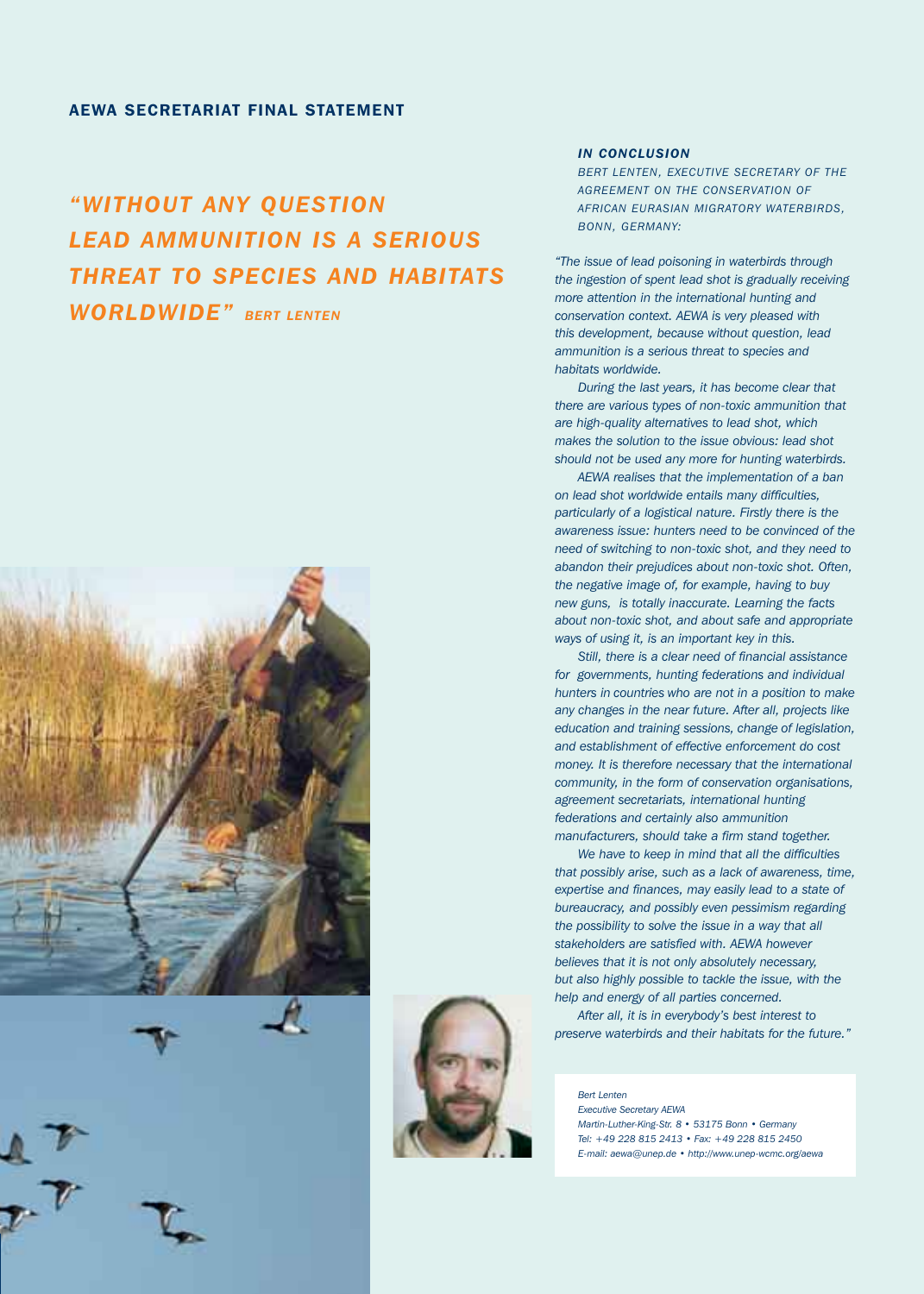## AEWA SECRETARIAT FINAL STATEMENT

*"WITHOUT ANY QUESTION LEAD AMMUNITION IS A SERIOUS THREAT TO SPECIES AND HABITATS WORLDWIDE"* BERT LENTEN

### *IN CONCLUSION*

*BERT LENTEN, EXECUTIVE SECRETARY OF THE AGREEMENT ON THE CONSERVATION OF AFRICAN EURASIAN MIGRATORY WATERBIRDS, BONN, GERMANY:*

*"The issue of lead poisoning in waterbirds through the ingestion of spent lead shot is gradually receiving more attention in the international hunting and conservation context. AEWA is very pleased with this development, because without question, lead ammunition is a serious threat to species and habitats worldwide.*

*During the last years, it has become clear that there are various types of non-toxic ammunition that are high-quality alternatives to lead shot, which makes the solution to the issue obvious: lead shot should not be used any more for hunting waterbirds.*

*AEWA realises that the implementation of a ban on lead shot worldwide entails many difficulties, particularly of a logistical nature. Firstly there is the awareness issue: hunters need to be convinced of the need of switching to non-toxic shot, and they need to abandon their prejudices about non-toxic shot. Often, the negative image of, for example, having to buy new guns, is totally inaccurate. Learning the facts about non-toxic shot, and about safe and appropriate ways of using it, is an important key in this.*

*Still, there is a clear need of financial assistance for governments, hunting federations and individual hunters in countries who are not in a position to make any changes in the near future. After all, projects like education and training sessions, change of legislation, and establishment of effective enforcement do cost money. It is therefore necessary that the international community, in the form of conservation organisations, agreement secretariats, international hunting federations and certainly also ammunition manufacturers, should take a firm stand together.*

*We have to keep in mind that all the difficulties that possibly arise, such as a lack of awareness, time, expertise and finances, may easily lead to a state of bureaucracy, and possibly even pessimism regarding the possibility to solve the issue in a way that all stakeholders are satisfied with. AEWA however believes that it is not only absolutely necessary, but also highly possible to tackle the issue, with the help and energy of all parties concerned.*

*After all, it is in everybody's best interest to preserve waterbirds and their habitats for the future."*

*Bert Lenten*
*Executive Secretary AEWA*
*Martin-Luther-King-Str. 8 • 53175 Bonn • Germany*
*Tel: +49 228 815 2413 • Fax: +49 228 815 2450*
*E-mail: aewa@unep.de • http://www.unep-wcmc.org/aewa*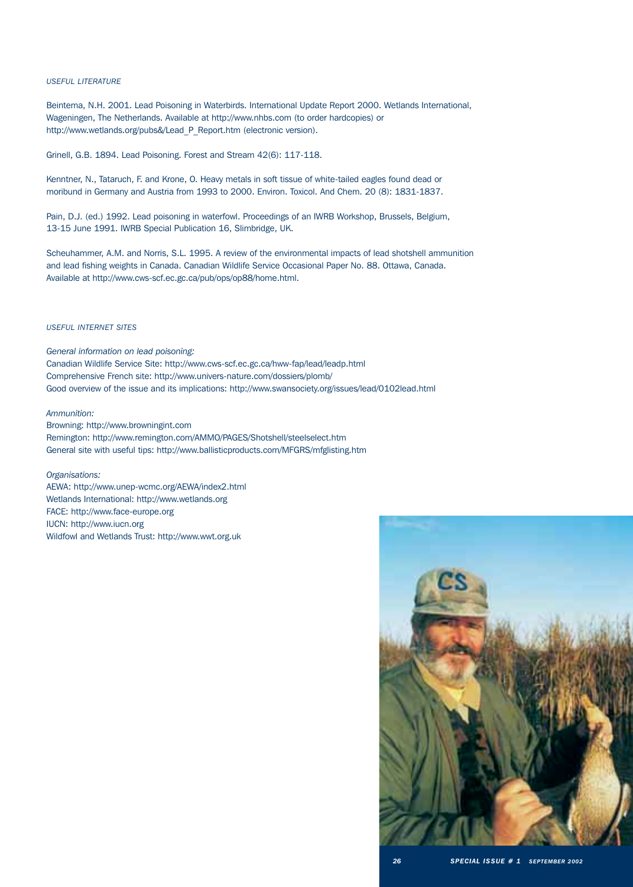*USEFUL LITERATURE*

Beintema, N.H. 2001. Lead Poisoning in Waterbirds. International Update Report 2000. Wetlands International, Wageningen, The Netherlands. Available at http://www.nhbs.com (to order hardcopies) or http://www.wetlands.org/pubs&/Lead_P_Report.htm (electronic version).

Grinell, G.B. 1894. Lead Poisoning. Forest and Stream 42(6): 117-118.

Kenntner, N., Tataruch, F. and Krone, O. Heavy metals in soft tissue of white-tailed eagles found dead or moribund in Germany and Austria from 1993 to 2000. Environ. Toxicol. And Chem. 20 (8): 1831-1837.

Pain, D.J. (ed.) 1992. Lead poisoning in waterfowl. Proceedings of an IWRB Workshop, Brussels, Belgium, 13-15 June 1991. IWRB Special Publication 16, Slimbridge, UK.

Scheuhammer, A.M. and Norris, S.L. 1995. A review of the environmental impacts of lead shotshell ammunition and lead fishing weights in Canada. Canadian Wildlife Service Occasional Paper No. 88. Ottawa, Canada. Available at http://www.cws-scf.ec.gc.ca/pub/ops/op88/home.html.

*USEFUL INTERNET SITES*

*General information on lead poisoning:*
Canadian Wildlife Service Site: http://www.cws-scf.ec.gc.ca/hww-fap/lead/leadp.html
Comprehensive French site: http://www.univers-nature.com/dossiers/plomb/
Good overview of the issue and its implications: http://www.swansociety.org/issues/lead/0102lead.html

*Ammunition:*
Browning: http://www.browningint.com
Remington: http://www.remington.com/AMMO/PAGES/Shotshell/steelselect.htm
General site with useful tips: http://www.ballisticproducts.com/MFGRS/mfglisting.htm

*Organisations:*
AEWA: http://www.unep-wcmc.org/AEWA/index2.html
Wetlands International: http://www.wetlands.org
FACE: http://www.face-europe.org
IUCN: http://www.iucn.org
Wildfowl and Wetlands Trust: http://www.wwt.org.uk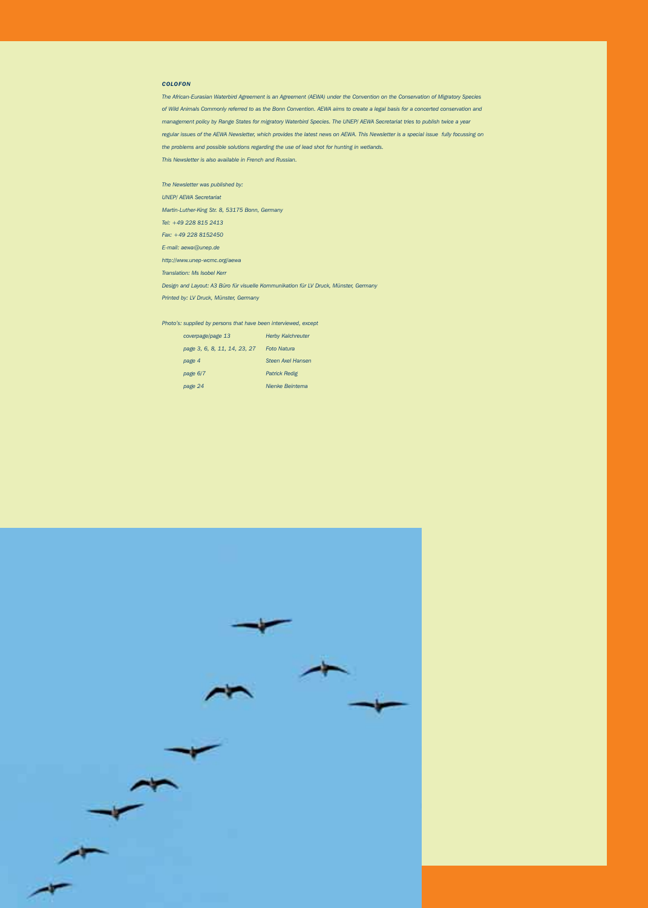### *COLOFON*

*The African-Eurasian Waterbird Agreement is an Agreement (AEWA) under the Convention on the Conservation of Migratory Species of Wild Animals Commonly referred to as the Bonn Convention. AEWA aims to create a legal basis for a concerted conservation and management policy by Range States for migratory Waterbird Species. The UNEP/ AEWA Secretariat tries to publish twice a year regular issues of the AEWA Newsletter, which provides the latest news on AEWA. This Newsletter is a special issue fully focussing on the problems and possible solutions regarding the use of lead shot for hunting in wetlands.*

*This Newsletter is also available in French and Russian.*

*The Newsletter was published by:*

*UNEP/ AEWA Secretariat*

*Martin-Luther-King Str. 8, 53175 Bonn, Germany*

*Tel: +49 228 815 2413*

*Fax: +49 228 8152450*

*E-mail: aewa@unep.de*

*http://www.unep-wcmc.org/aewa*

*Translation: Ms Isobel Kerr*

*Design and Layout: A3 Büro für visuelle Kommunikation für LV Druck, Münster, Germany*

*Printed by: LV Druck, Münster, Germany*

*Photo's: supplied by persons that have been interviewed, except*

| | |
|---|---|
| *coverpage/page 13* | *Herby Kalchreuter* |
| *page 3, 6, 8, 11, 14, 23, 27* | *Foto Natura* |
| *page 4* | *Steen Axel Hansen* |
| *page 6/7* | *Patrick Redig* |
| *page 24* | *Nienke Beintema* |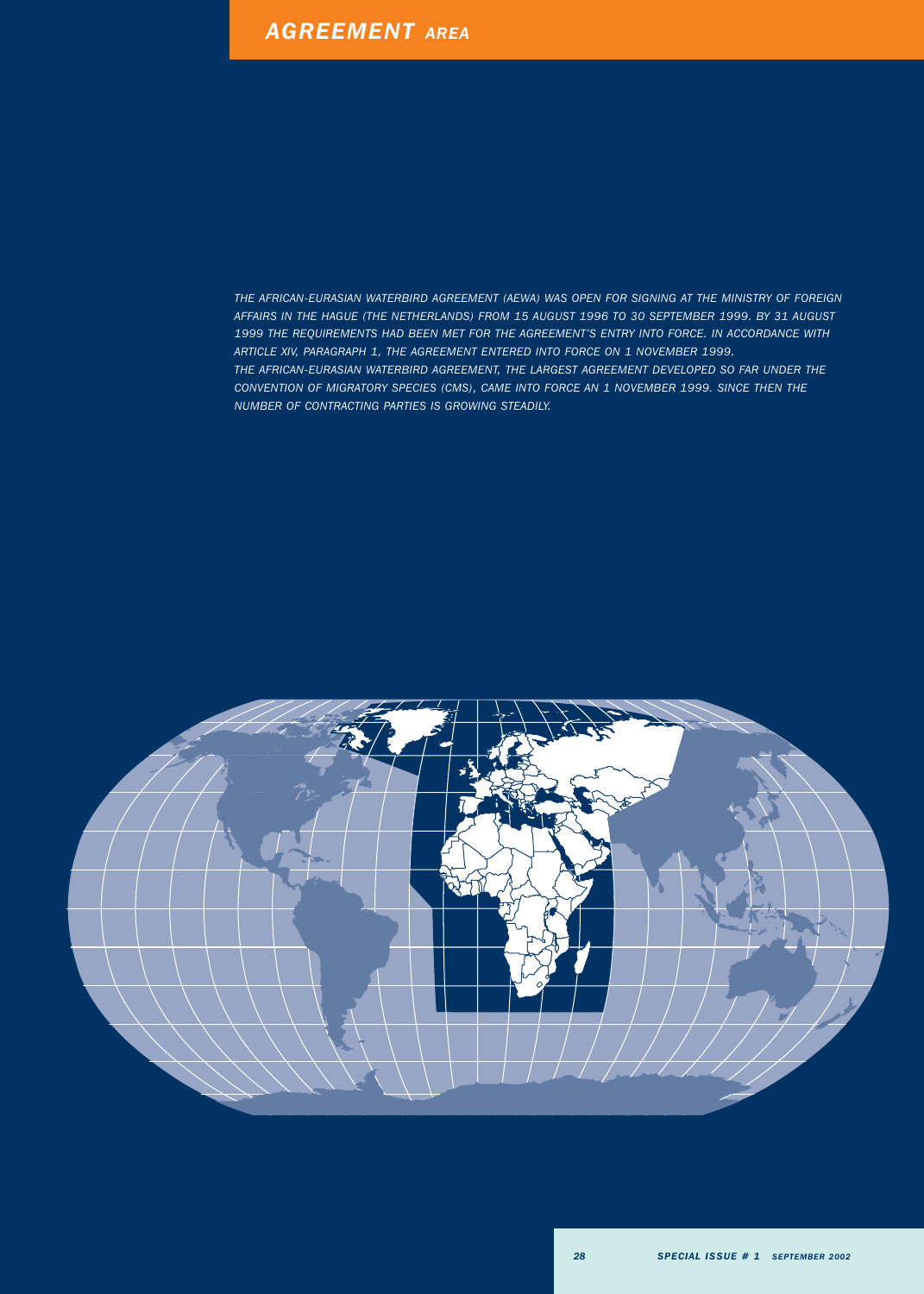# *AGREEMENT AREA*

*THE AFRICAN-EURASIAN WATERBIRD AGREEMENT (AEWA) WAS OPEN FOR SIGNING AT THE MINISTRY OF FOREIGN AFFAIRS IN THE HAGUE (THE NETHERLANDS) FROM 15 AUGUST 1996 TO 30 SEPTEMBER 1999. BY 31 AUGUST 1999 THE REQUIREMENTS HAD BEEN MET FOR THE AGREEMENT'S ENTRY INTO FORCE. IN ACCORDANCE WITH ARTICLE XIV, PARAGRAPH 1, THE AGREEMENT ENTERED INTO FORCE ON 1 NOVEMBER 1999.*
*THE AFRICAN-EURASIAN WATERBIRD AGREEMENT, THE LARGEST AGREEMENT DEVELOPED SO FAR UNDER THE CONVENTION OF MIGRATORY SPECIES (CMS), CAME INTO FORCE AN 1 NOVEMBER 1999. SINCE THEN THE NUMBER OF CONTRACTING PARTIES IS GROWING STEADILY.*